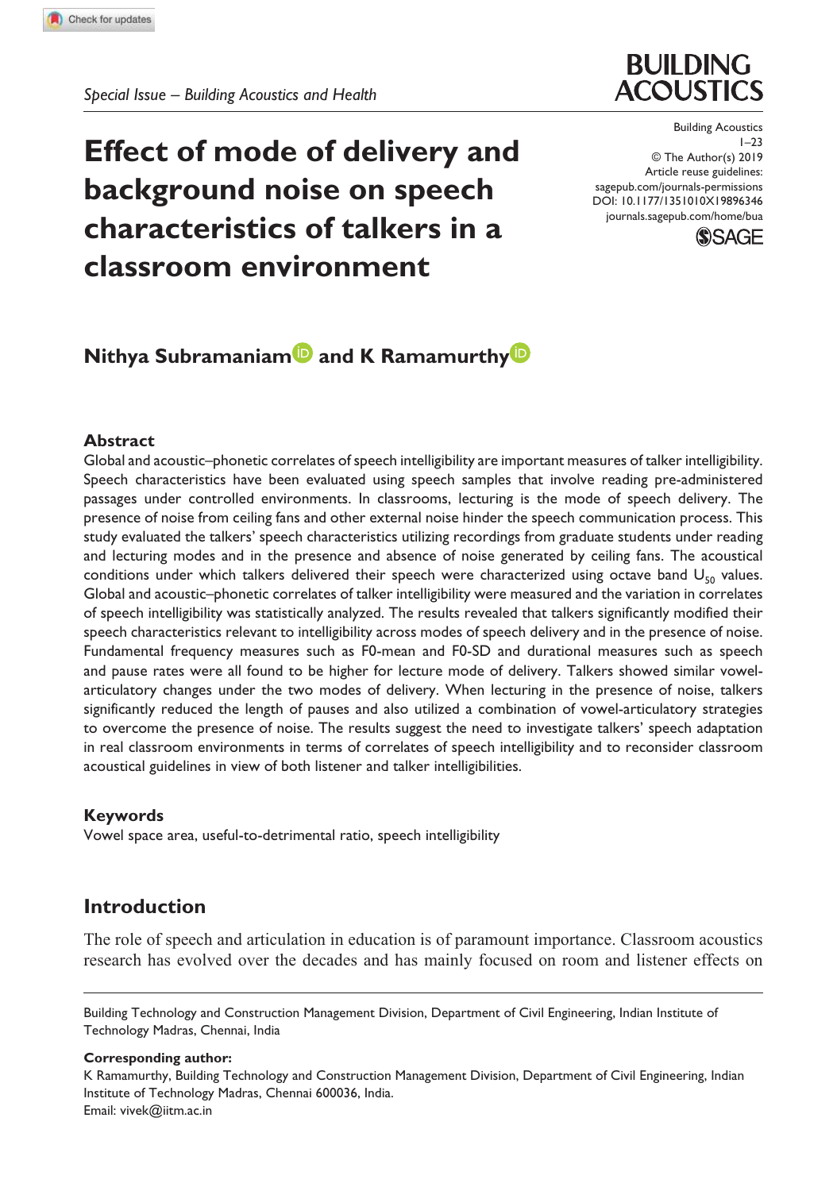*Special Issue – Building Acoustics and Health*

# Effect of mode of delivery and background noise on speech characteristics of talkers in a classroom environment

Building Acoustics
1–23
© The Author(s) 2019
Article reuse guidelines:
sagepub.com/journals-permissions
DOI: 10.1177/1351010X19896346
journals.sagepub.com/home/bua

**Nithya Subramaniam and K Ramamurthy**

## Abstract

Global and acoustic–phonetic correlates of speech intelligibility are important measures of talker intelligibility. Speech characteristics have been evaluated using speech samples that involve reading pre-administered passages under controlled environments. In classrooms, lecturing is the mode of speech delivery. The presence of noise from ceiling fans and other external noise hinder the speech communication process. This study evaluated the talkers' speech characteristics utilizing recordings from graduate students under reading and lecturing modes and in the presence and absence of noise generated by ceiling fans. The acoustical conditions under which talkers delivered their speech were characterized using octave band $U_{50}$ values. Global and acoustic–phonetic correlates of talker intelligibility were measured and the variation in correlates of speech intelligibility was statistically analyzed. The results revealed that talkers significantly modified their speech characteristics relevant to intelligibility across modes of speech delivery and in the presence of noise. Fundamental frequency measures such as F0-mean and F0-SD and durational measures such as speech and pause rates were all found to be higher for lecture mode of delivery. Talkers showed similar vowel-articulatory changes under the two modes of delivery. When lecturing in the presence of noise, talkers significantly reduced the length of pauses and also utilized a combination of vowel-articulatory strategies to overcome the presence of noise. The results suggest the need to investigate talkers' speech adaptation in real classroom environments in terms of correlates of speech intelligibility and to reconsider classroom acoustical guidelines in view of both listener and talker intelligibilities.

## Keywords

Vowel space area, useful-to-detrimental ratio, speech intelligibility

## Introduction

The role of speech and articulation in education is of paramount importance. Classroom acoustics research has evolved over the decades and has mainly focused on room and listener effects on

---

Building Technology and Construction Management Division, Department of Civil Engineering, Indian Institute of Technology Madras, Chennai, India

**Corresponding author:**
K Ramamurthy, Building Technology and Construction Management Division, Department of Civil Engineering, Indian Institute of Technology Madras, Chennai 600036, India.
Email: vivek@iitm.ac.in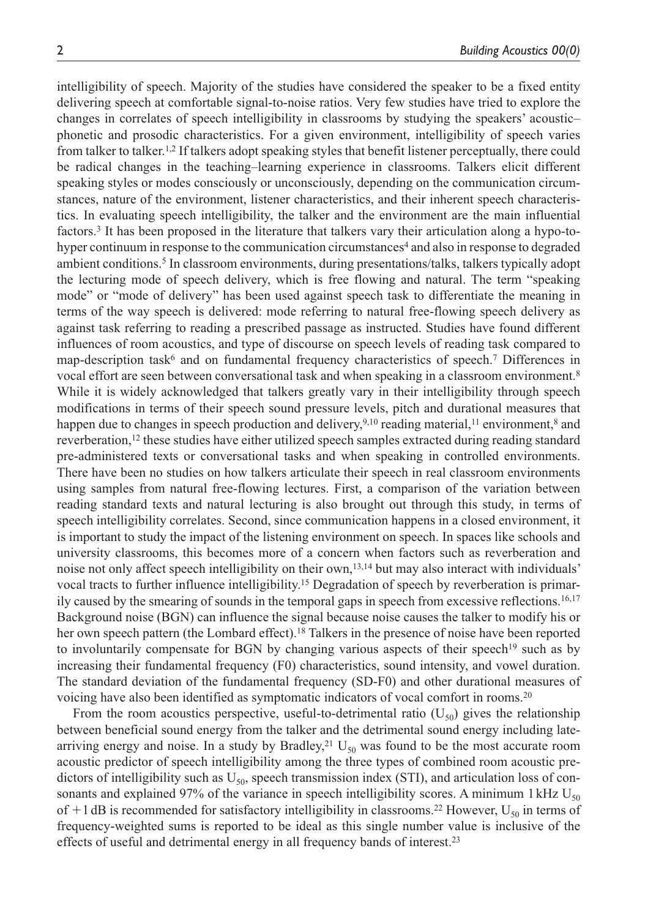intelligibility of speech. Majority of the studies have considered the speaker to be a fixed entity delivering speech at comfortable signal-to-noise ratios. Very few studies have tried to explore the changes in correlates of speech intelligibility in classrooms by studying the speakers' acoustic–phonetic and prosodic characteristics. For a given environment, intelligibility of speech varies from talker to talker.[1,2] If talkers adopt speaking styles that benefit listener perceptually, there could be radical changes in the teaching–learning experience in classrooms. Talkers elicit different speaking styles or modes consciously or unconsciously, depending on the communication circumstances, nature of the environment, listener characteristics, and their inherent speech characteristics. In evaluating speech intelligibility, the talker and the environment are the main influential factors.[3] It has been proposed in the literature that talkers vary their articulation along a hypo-to-hyper continuum in response to the communication circumstances[4] and also in response to degraded ambient conditions.[5] In classroom environments, during presentations/talks, talkers typically adopt the lecturing mode of speech delivery, which is free flowing and natural. The term "speaking mode" or "mode of delivery" has been used against speech task to differentiate the meaning in terms of the way speech is delivered: mode referring to natural free-flowing speech delivery as against task referring to reading a prescribed passage as instructed. Studies have found different influences of room acoustics, and type of discourse on speech levels of reading task compared to map-description task[6] and on fundamental frequency characteristics of speech.[7] Differences in vocal effort are seen between conversational task and when speaking in a classroom environment.[8] While it is widely acknowledged that talkers greatly vary in their intelligibility through speech modifications in terms of their speech sound pressure levels, pitch and durational measures that happen due to changes in speech production and delivery,[9,10] reading material,[11] environment,[8] and reverberation,[12] these studies have either utilized speech samples extracted during reading standard pre-administered texts or conversational tasks and when speaking in controlled environments. There have been no studies on how talkers articulate their speech in real classroom environments using samples from natural free-flowing lectures. First, a comparison of the variation between reading standard texts and natural lecturing is also brought out through this study, in terms of speech intelligibility correlates. Second, since communication happens in a closed environment, it is important to study the impact of the listening environment on speech. In spaces like schools and university classrooms, this becomes more of a concern when factors such as reverberation and noise not only affect speech intelligibility on their own,[13,14] but may also interact with individuals' vocal tracts to further influence intelligibility.[15] Degradation of speech by reverberation is primarily caused by the smearing of sounds in the temporal gaps in speech from excessive reflections.[16,17] Background noise (BGN) can influence the signal because noise causes the talker to modify his or her own speech pattern (the Lombard effect).[18] Talkers in the presence of noise have been reported to involuntarily compensate for BGN by changing various aspects of their speech[19] such as by increasing their fundamental frequency (F0) characteristics, sound intensity, and vowel duration. The standard deviation of the fundamental frequency (SD-F0) and other durational measures of voicing have also been identified as symptomatic indicators of vocal comfort in rooms.[20]

From the room acoustics perspective, useful-to-detrimental ratio ($U_{50}$) gives the relationship between beneficial sound energy from the talker and the detrimental sound energy including late-arriving energy and noise. In a study by Bradley,[21] $U_{50}$ was found to be the most accurate room acoustic predictor of speech intelligibility among the three types of combined room acoustic predictors of intelligibility such as $U_{50}$, speech transmission index (STI), and articulation loss of consonants and explained 97% of the variance in speech intelligibility scores. A minimum 1 kHz $U_{50}$ of +1 dB is recommended for satisfactory intelligibility in classrooms.[22] However, $U_{50}$ in terms of frequency-weighted sums is reported to be ideal as this single number value is inclusive of the effects of useful and detrimental energy in all frequency bands of interest.[23]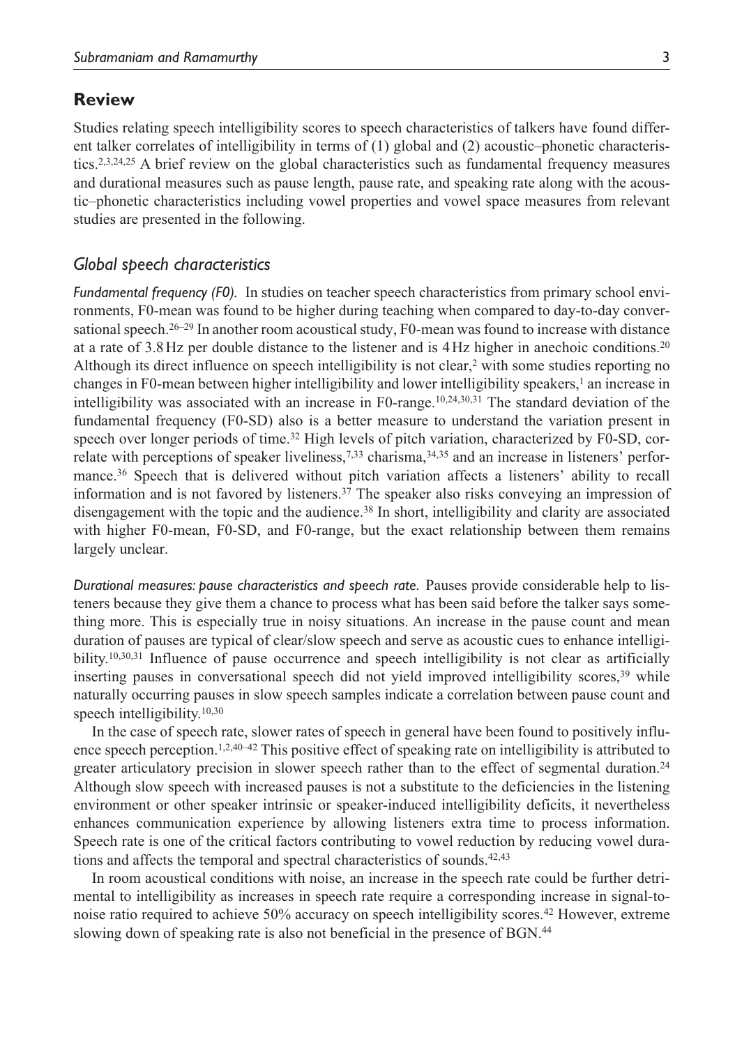## Review

Studies relating speech intelligibility scores to speech characteristics of talkers have found different talker correlates of intelligibility in terms of (1) global and (2) acoustic–phonetic characteristics.[2,3,24,25] A brief review on the global characteristics such as fundamental frequency measures and durational measures such as pause length, pause rate, and speaking rate along with the acoustic–phonetic characteristics including vowel properties and vowel space measures from relevant studies are presented in the following.

### *Global speech characteristics*

*Fundamental frequency (F0).* In studies on teacher speech characteristics from primary school environments, F0-mean was found to be higher during teaching when compared to day-to-day conversational speech.[26–29] In another room acoustical study, F0-mean was found to increase with distance at a rate of 3.8 Hz per double distance to the listener and is 4 Hz higher in anechoic conditions.[20] Although its direct influence on speech intelligibility is not clear,[2] with some studies reporting no changes in F0-mean between higher intelligibility and lower intelligibility speakers,[1] an increase in intelligibility was associated with an increase in F0-range.[10,24,30,31] The standard deviation of the fundamental frequency (F0-SD) also is a better measure to understand the variation present in speech over longer periods of time.[32] High levels of pitch variation, characterized by F0-SD, correlate with perceptions of speaker liveliness,[7,33] charisma,[34,35] and an increase in listeners' performance.[36] Speech that is delivered without pitch variation affects a listeners' ability to recall information and is not favored by listeners.[37] The speaker also risks conveying an impression of disengagement with the topic and the audience.[38] In short, intelligibility and clarity are associated with higher F0-mean, F0-SD, and F0-range, but the exact relationship between them remains largely unclear.

*Durational measures: pause characteristics and speech rate.* Pauses provide considerable help to listeners because they give them a chance to process what has been said before the talker says something more. This is especially true in noisy situations. An increase in the pause count and mean duration of pauses are typical of clear/slow speech and serve as acoustic cues to enhance intelligibility.[10,30,31] Influence of pause occurrence and speech intelligibility is not clear as artificially inserting pauses in conversational speech did not yield improved intelligibility scores,[39] while naturally occurring pauses in slow speech samples indicate a correlation between pause count and speech intelligibility.[10,30]

In the case of speech rate, slower rates of speech in general have been found to positively influence speech perception.[1,2,40–42] This positive effect of speaking rate on intelligibility is attributed to greater articulatory precision in slower speech rather than to the effect of segmental duration.[24] Although slow speech with increased pauses is not a substitute to the deficiencies in the listening environment or other speaker intrinsic or speaker-induced intelligibility deficits, it nevertheless enhances communication experience by allowing listeners extra time to process information. Speech rate is one of the critical factors contributing to vowel reduction by reducing vowel durations and affects the temporal and spectral characteristics of sounds.[42,43]

In room acoustical conditions with noise, an increase in the speech rate could be further detrimental to intelligibility as increases in speech rate require a corresponding increase in signal-to-noise ratio required to achieve 50% accuracy on speech intelligibility scores.[42] However, extreme slowing down of speaking rate is also not beneficial in the presence of BGN.[44]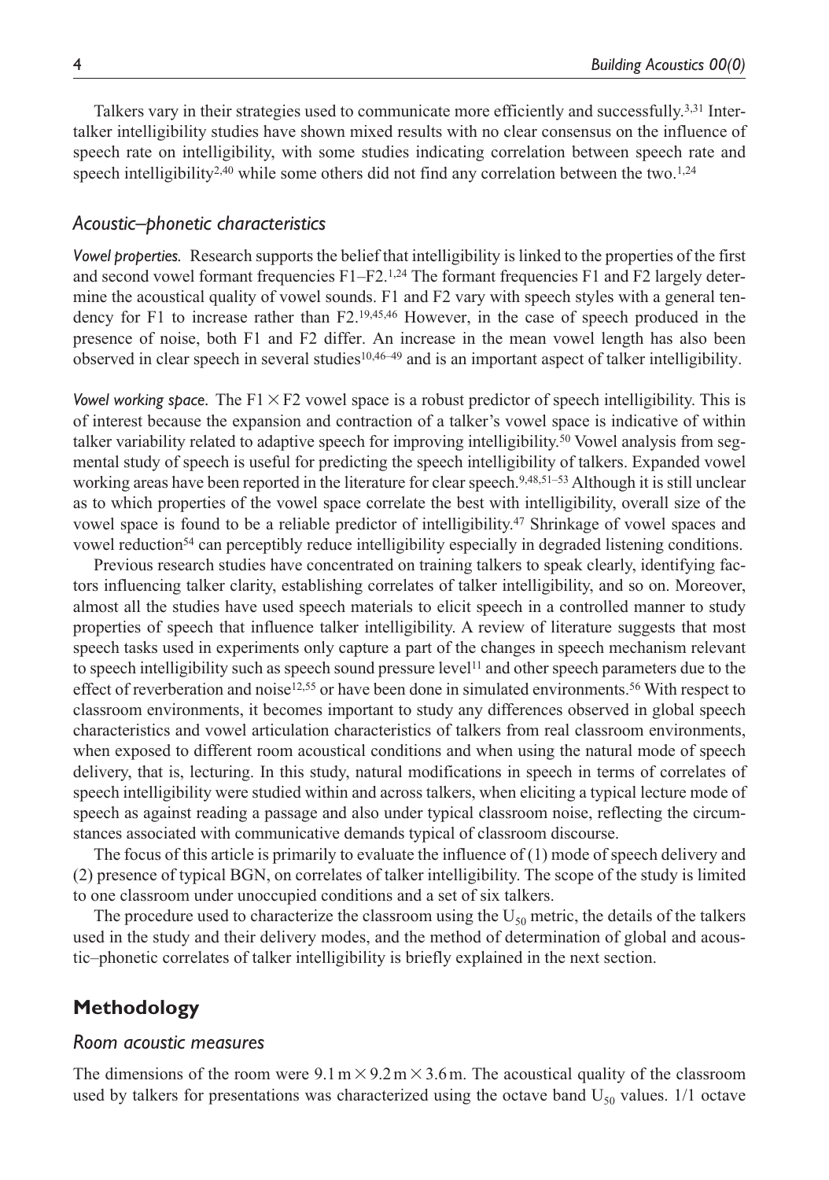Talkers vary in their strategies used to communicate more efficiently and successfully.[3,31] Intertalker intelligibility studies have shown mixed results with no clear consensus on the influence of speech rate on intelligibility, with some studies indicating correlation between speech rate and speech intelligibility[2,40] while some others did not find any correlation between the two.[1,24]

### *Acoustic–phonetic characteristics*

***Vowel properties.*** Research supports the belief that intelligibility is linked to the properties of the first and second vowel formant frequencies F1–F2.[1,24] The formant frequencies F1 and F2 largely determine the acoustical quality of vowel sounds. F1 and F2 vary with speech styles with a general tendency for F1 to increase rather than F2.[19,45,46] However, in the case of speech produced in the presence of noise, both F1 and F2 differ. An increase in the mean vowel length has also been observed in clear speech in several studies[10,46–49] and is an important aspect of talker intelligibility.

***Vowel working space.*** The F1 × F2 vowel space is a robust predictor of speech intelligibility. This is of interest because the expansion and contraction of a talker's vowel space is indicative of within talker variability related to adaptive speech for improving intelligibility.[50] Vowel analysis from segmental study of speech is useful for predicting the speech intelligibility of talkers. Expanded vowel working areas have been reported in the literature for clear speech.[9,48,51–53] Although it is still unclear as to which properties of the vowel space correlate the best with intelligibility, overall size of the vowel space is found to be a reliable predictor of intelligibility.[47] Shrinkage of vowel spaces and vowel reduction[54] can perceptibly reduce intelligibility especially in degraded listening conditions.

Previous research studies have concentrated on training talkers to speak clearly, identifying factors influencing talker clarity, establishing correlates of talker intelligibility, and so on. Moreover, almost all the studies have used speech materials to elicit speech in a controlled manner to study properties of speech that influence talker intelligibility. A review of literature suggests that most speech tasks used in experiments only capture a part of the changes in speech mechanism relevant to speech intelligibility such as speech sound pressure level[11] and other speech parameters due to the effect of reverberation and noise[12,55] or have been done in simulated environments.[56] With respect to classroom environments, it becomes important to study any differences observed in global speech characteristics and vowel articulation characteristics of talkers from real classroom environments, when exposed to different room acoustical conditions and when using the natural mode of speech delivery, that is, lecturing. In this study, natural modifications in speech in terms of correlates of speech intelligibility were studied within and across talkers, when eliciting a typical lecture mode of speech as against reading a passage and also under typical classroom noise, reflecting the circumstances associated with communicative demands typical of classroom discourse.

The focus of this article is primarily to evaluate the influence of (1) mode of speech delivery and (2) presence of typical BGN, on correlates of talker intelligibility. The scope of the study is limited to one classroom under unoccupied conditions and a set of six talkers.

The procedure used to characterize the classroom using the $U_{50}$ metric, the details of the talkers used in the study and their delivery modes, and the method of determination of global and acoustic–phonetic correlates of talker intelligibility is briefly explained in the next section.

## Methodology

### *Room acoustic measures*

The dimensions of the room were 9.1 m × 9.2 m × 3.6 m. The acoustical quality of the classroom used by talkers for presentations was characterized using the octave band $U_{50}$ values. 1/1 octave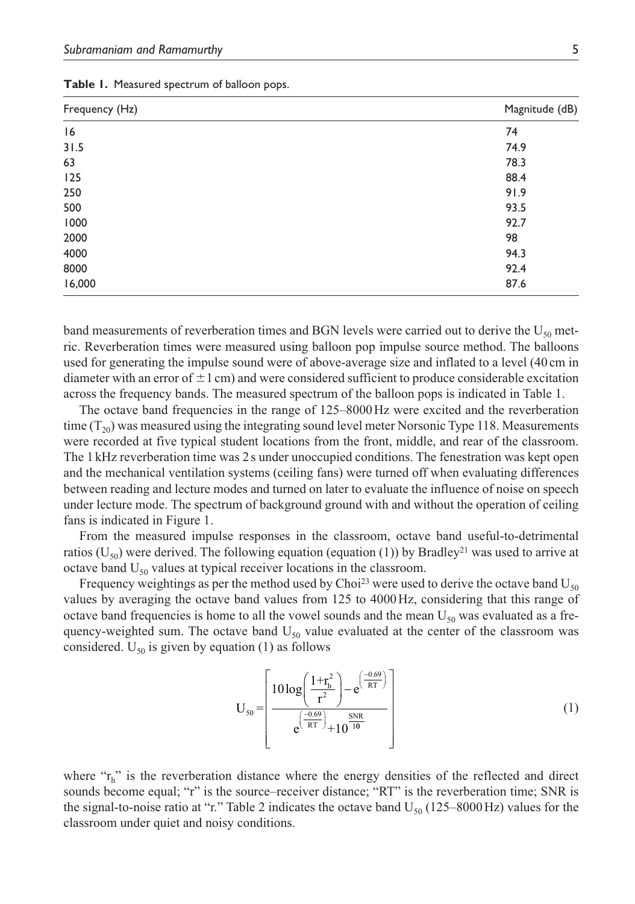**Table 1.** Measured spectrum of balloon pops.

| Frequency (Hz) | Magnitude (dB) |
| --- | --- |
| 16 | 74 |
| 31.5 | 74.9 |
| 63 | 78.3 |
| 125 | 88.4 |
| 250 | 91.9 |
| 500 | 93.5 |
| 1000 | 92.7 |
| 2000 | 98 |
| 4000 | 94.3 |
| 8000 | 92.4 |
| 16,000 | 87.6 |

band measurements of reverberation times and BGN levels were carried out to derive the $U_{50}$ metric. Reverberation times were measured using balloon pop impulse source method. The balloons used for generating the impulse sound were of above-average size and inflated to a level (40 cm in diameter with an error of ±1 cm) and were considered sufficient to produce considerable excitation across the frequency bands. The measured spectrum of the balloon pops is indicated in Table 1.

The octave band frequencies in the range of 125–8000 Hz were excited and the reverberation time ($T_{20}$) was measured using the integrating sound level meter Norsonic Type 118. Measurements were recorded at five typical student locations from the front, middle, and rear of the classroom. The 1 kHz reverberation time was 2 s under unoccupied conditions. The fenestration was kept open and the mechanical ventilation systems (ceiling fans) were turned off when evaluating differences between reading and lecture modes and turned on later to evaluate the influence of noise on speech under lecture mode. The spectrum of background ground with and without the operation of ceiling fans is indicated in Figure 1.

From the measured impulse responses in the classroom, octave band useful-to-detrimental ratios ($U_{50}$) were derived. The following equation (equation (1)) by Bradley[21] was used to arrive at octave band $U_{50}$ values at typical receiver locations in the classroom.

Frequency weightings as per the method used by Choi[23] were used to derive the octave band $U_{50}$ values by averaging the octave band values from 125 to 4000 Hz, considering that this range of octave band frequencies is home to all the vowel sounds and the mean $U_{50}$ was evaluated as a frequency-weighted sum. The octave band $U_{50}$ value evaluated at the center of the classroom was considered. $U_{50}$ is given by equation (1) as follows

$$U_{50} = \left[ \frac{10\log\left(\frac{1+r_h^2}{r^2}\right) - e^{\left(\frac{-0.69}{RT}\right)}}{e^{\left(\frac{-0.69}{RT}\right)} + 10^{\frac{SNR}{10}}} \right] \tag{1}$$

where "$r_h$" is the reverberation distance where the energy densities of the reflected and direct sounds become equal; "r" is the source–receiver distance; "RT" is the reverberation time; SNR is the signal-to-noise ratio at "r." Table 2 indicates the octave band $U_{50}$ (125–8000 Hz) values for the classroom under quiet and noisy conditions.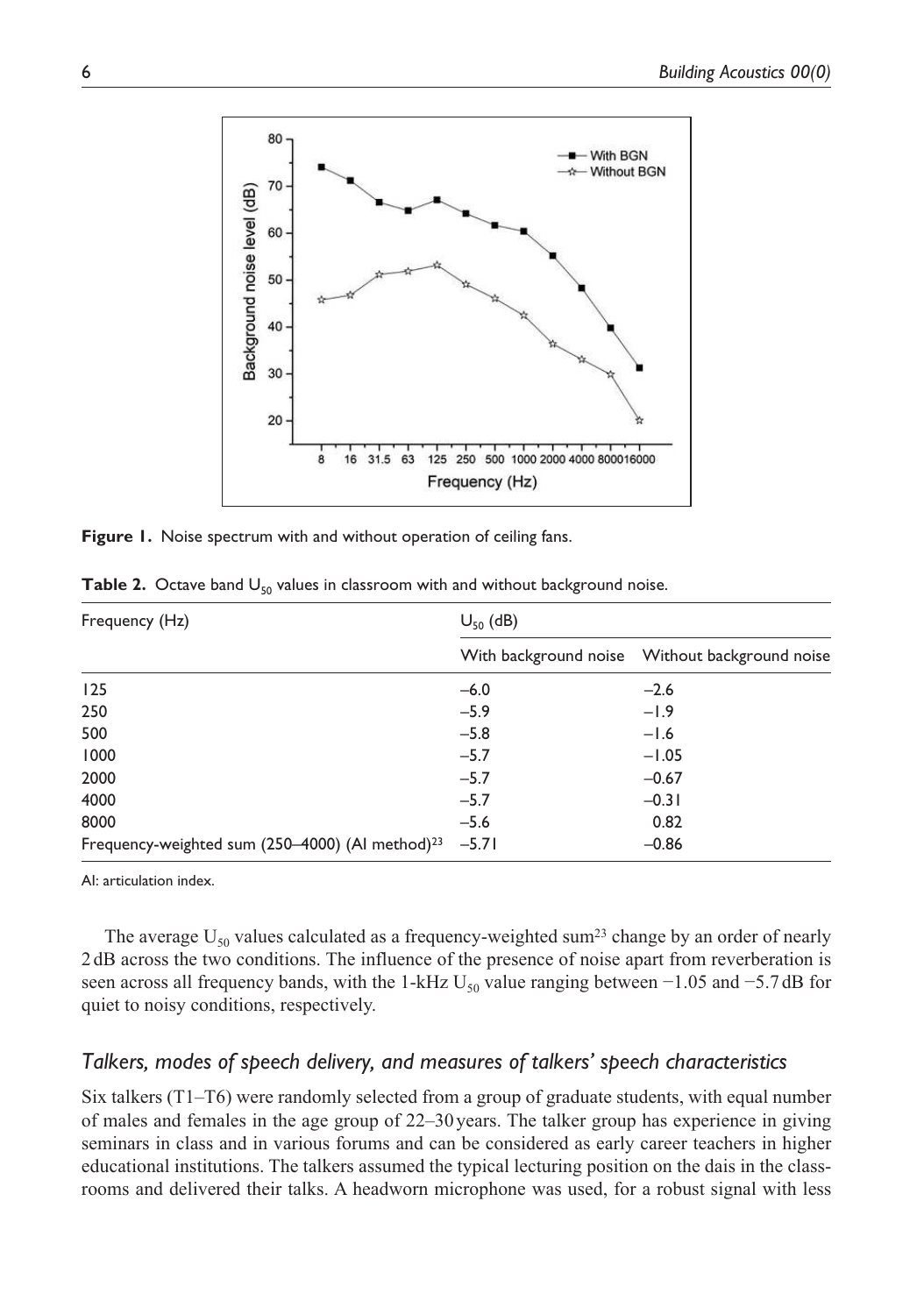**Figure 1.** Noise spectrum with and without operation of ceiling fans.

**Table 2.** Octave band $U_{50}$ values in classroom with and without background noise.

| Frequency (Hz) | $U_{50}$ (dB) | |
|---|---|---|
| | With background noise | Without background noise |
| 125 | −6.0 | −2.6 |
| 250 | −5.9 | −1.9 |
| 500 | −5.8 | −1.6 |
| 1000 | −5.7 | −1.05 |
| 2000 | −5.7 | −0.67 |
| 4000 | −5.7 | −0.31 |
| 8000 | −5.6 | 0.82 |
| Frequency-weighted sum (250–4000) (AI method)[23] | −5.71 | −0.86 |

AI: articulation index.

The average $U_{50}$ values calculated as a frequency-weighted sum[23] change by an order of nearly 2 dB across the two conditions. The influence of the presence of noise apart from reverberation is seen across all frequency bands, with the 1-kHz $U_{50}$ value ranging between −1.05 and −5.7 dB for quiet to noisy conditions, respectively.

### *Talkers, modes of speech delivery, and measures of talkers' speech characteristics*

Six talkers (T1–T6) were randomly selected from a group of graduate students, with equal number of males and females in the age group of 22–30 years. The talker group has experience in giving seminars in class and in various forums and can be considered as early career teachers in higher educational institutions. The talkers assumed the typical lecturing position on the dais in the classrooms and delivered their talks. A headworn microphone was used, for a robust signal with less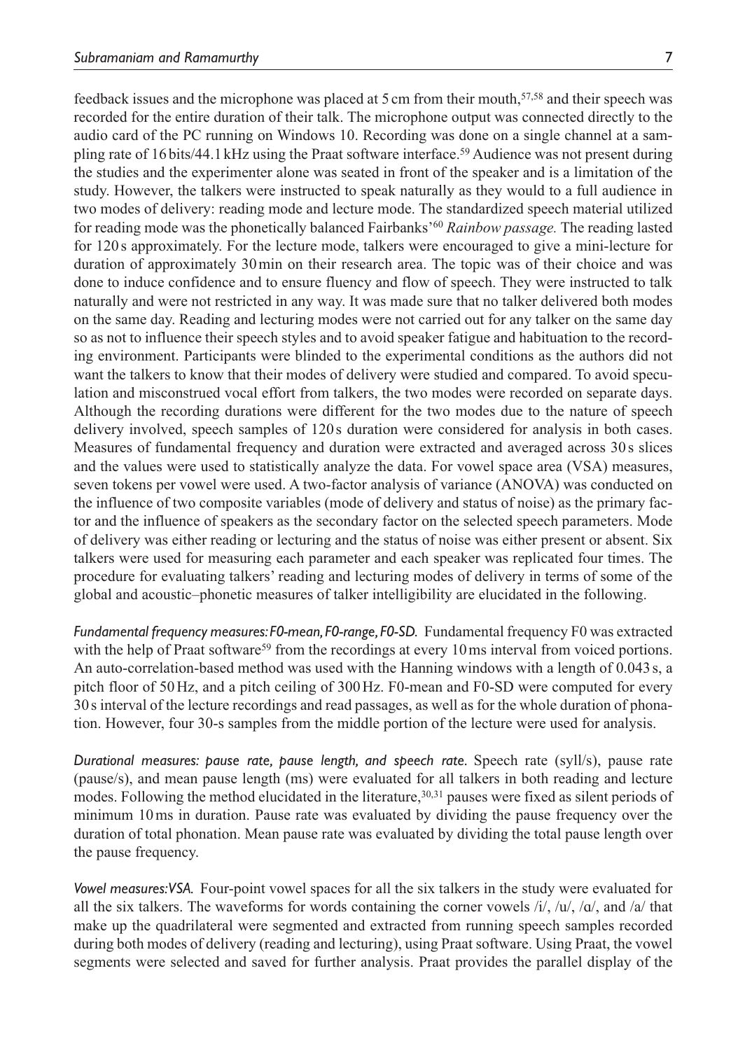feedback issues and the microphone was placed at 5 cm from their mouth,[57,58] and their speech was recorded for the entire duration of their talk. The microphone output was connected directly to the audio card of the PC running on Windows 10. Recording was done on a single channel at a sampling rate of 16 bits/44.1 kHz using the Praat software interface.[59] Audience was not present during the studies and the experimenter alone was seated in front of the speaker and is a limitation of the study. However, the talkers were instructed to speak naturally as they would to a full audience in two modes of delivery: reading mode and lecture mode. The standardized speech material utilized for reading mode was the phonetically balanced Fairbanks'[60] *Rainbow passage.* The reading lasted for 120 s approximately. For the lecture mode, talkers were encouraged to give a mini-lecture for duration of approximately 30 min on their research area. The topic was of their choice and was done to induce confidence and to ensure fluency and flow of speech. They were instructed to talk naturally and were not restricted in any way. It was made sure that no talker delivered both modes on the same day. Reading and lecturing modes were not carried out for any talker on the same day so as not to influence their speech styles and to avoid speaker fatigue and habituation to the recording environment. Participants were blinded to the experimental conditions as the authors did not want the talkers to know that their modes of delivery were studied and compared. To avoid speculation and misconstrued vocal effort from talkers, the two modes were recorded on separate days. Although the recording durations were different for the two modes due to the nature of speech delivery involved, speech samples of 120 s duration were considered for analysis in both cases. Measures of fundamental frequency and duration were extracted and averaged across 30 s slices and the values were used to statistically analyze the data. For vowel space area (VSA) measures, seven tokens per vowel were used. A two-factor analysis of variance (ANOVA) was conducted on the influence of two composite variables (mode of delivery and status of noise) as the primary factor and the influence of speakers as the secondary factor on the selected speech parameters. Mode of delivery was either reading or lecturing and the status of noise was either present or absent. Six talkers were used for measuring each parameter and each speaker was replicated four times. The procedure for evaluating talkers' reading and lecturing modes of delivery in terms of some of the global and acoustic–phonetic measures of talker intelligibility are elucidated in the following.

*Fundamental frequency measures: F0-mean, F0-range, F0-SD.* Fundamental frequency F0 was extracted with the help of Praat software[59] from the recordings at every 10 ms interval from voiced portions. An auto-correlation-based method was used with the Hanning windows with a length of 0.043 s, a pitch floor of 50 Hz, and a pitch ceiling of 300 Hz. F0-mean and F0-SD were computed for every 30 s interval of the lecture recordings and read passages, as well as for the whole duration of phonation. However, four 30-s samples from the middle portion of the lecture were used for analysis.

*Durational measures: pause rate, pause length, and speech rate.* Speech rate (syll/s), pause rate (pause/s), and mean pause length (ms) were evaluated for all talkers in both reading and lecture modes. Following the method elucidated in the literature,[30,31] pauses were fixed as silent periods of minimum 10 ms in duration. Pause rate was evaluated by dividing the pause frequency over the duration of total phonation. Mean pause rate was evaluated by dividing the total pause length over the pause frequency.

*Vowel measures: VSA.* Four-point vowel spaces for all the six talkers in the study were evaluated for all the six talkers. The waveforms for words containing the corner vowels /i/, /u/, /ɑ/, and /a/ that make up the quadrilateral were segmented and extracted from running speech samples recorded during both modes of delivery (reading and lecturing), using Praat software. Using Praat, the vowel segments were selected and saved for further analysis. Praat provides the parallel display of the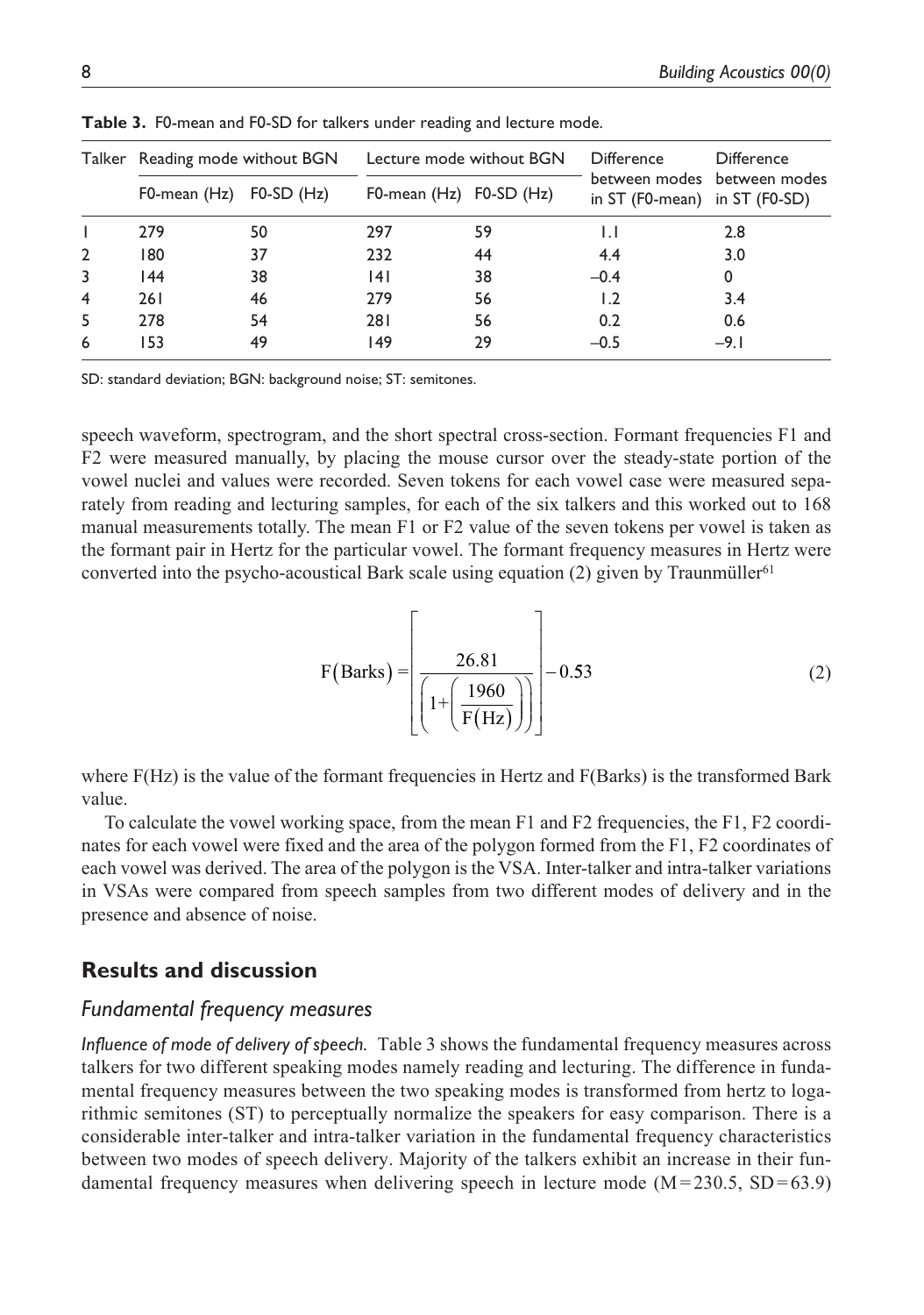**Table 3.** F0-mean and F0-SD for talkers under reading and lecture mode.

| Talker | Reading mode without BGN | | Lecture mode without BGN | | Difference between modes in ST (F0-mean) | Difference between modes in ST (F0-SD) |
|---|---|---|---|---|---|---|
| | F0-mean (Hz) | F0-SD (Hz) | F0-mean (Hz) | F0-SD (Hz) | | |
| 1 | 279 | 50 | 297 | 59 | 1.1 | 2.8 |
| 2 | 180 | 37 | 232 | 44 | 4.4 | 3.0 |
| 3 | 144 | 38 | 141 | 38 | –0.4 | 0 |
| 4 | 261 | 46 | 279 | 56 | 1.2 | 3.4 |
| 5 | 278 | 54 | 281 | 56 | 0.2 | 0.6 |
| 6 | 153 | 49 | 149 | 29 | –0.5 | –9.1 |

SD: standard deviation; BGN: background noise; ST: semitones.

speech waveform, spectrogram, and the short spectral cross-section. Formant frequencies F1 and F2 were measured manually, by placing the mouse cursor over the steady-state portion of the vowel nuclei and values were recorded. Seven tokens for each vowel case were measured separately from reading and lecturing samples, for each of the six talkers and this worked out to 168 manual measurements totally. The mean F1 or F2 value of the seven tokens per vowel is taken as the formant pair in Hertz for the particular vowel. The formant frequency measures in Hertz were converted into the psycho-acoustical Bark scale using equation (2) given by Traunmüller[61]

$$\mathrm{F(Barks)} = \left[ \frac{26.81}{\left(1 + \left(\frac{1960}{\mathrm{F(Hz)}}\right)\right)} \right] - 0.53 \tag{2}$$

where F(Hz) is the value of the formant frequencies in Hertz and F(Barks) is the transformed Bark value.

To calculate the vowel working space, from the mean F1 and F2 frequencies, the F1, F2 coordinates for each vowel were fixed and the area of the polygon formed from the F1, F2 coordinates of each vowel was derived. The area of the polygon is the VSA. Inter-talker and intra-talker variations in VSAs were compared from speech samples from two different modes of delivery and in the presence and absence of noise.

## Results and discussion

### Fundamental frequency measures

*Influence of mode of delivery of speech.* Table 3 shows the fundamental frequency measures across talkers for two different speaking modes namely reading and lecturing. The difference in fundamental frequency measures between the two speaking modes is transformed from hertz to logarithmic semitones (ST) to perceptually normalize the speakers for easy comparison. There is a considerable inter-talker and intra-talker variation in the fundamental frequency characteristics between two modes of speech delivery. Majority of the talkers exhibit an increase in their fundamental frequency measures when delivering speech in lecture mode ($M = 230.5$, $SD = 63.9$)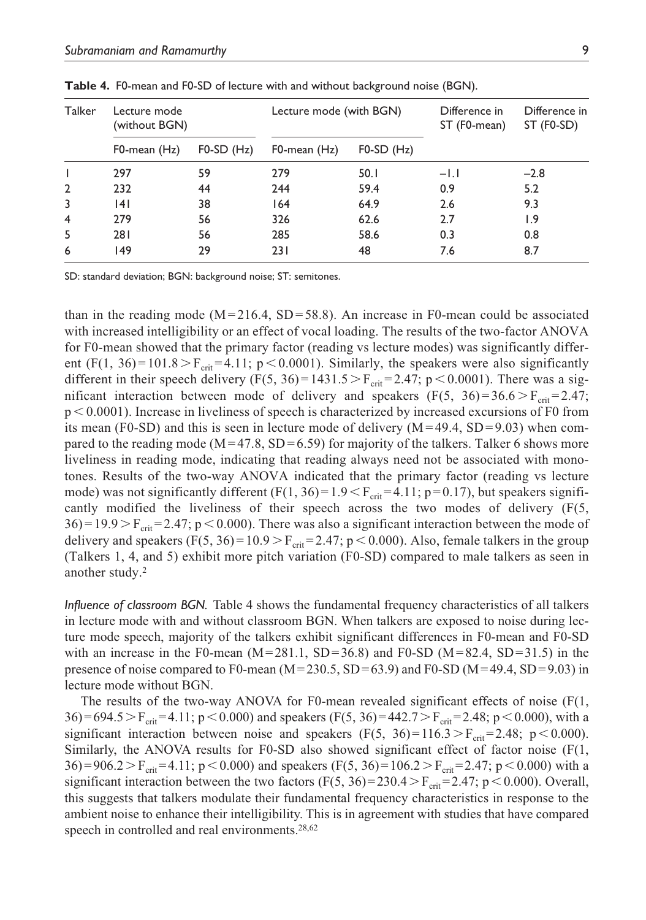**Table 4.** F0-mean and F0-SD of lecture with and without background noise (BGN).

| Talker | Lecture mode (without BGN) | | Lecture mode (with BGN) | | Difference in ST (F0-mean) | Difference in ST (F0-SD) |
|---|---|---|---|---|---|---|
| | F0-mean (Hz) | F0-SD (Hz) | F0-mean (Hz) | F0-SD (Hz) | | |
| 1 | 297 | 59 | 279 | 50.1 | −1.1 | −2.8 |
| 2 | 232 | 44 | 244 | 59.4 | 0.9 | 5.2 |
| 3 | 141 | 38 | 164 | 64.9 | 2.6 | 9.3 |
| 4 | 279 | 56 | 326 | 62.6 | 2.7 | 1.9 |
| 5 | 281 | 56 | 285 | 58.6 | 0.3 | 0.8 |
| 6 | 149 | 29 | 231 | 48 | 7.6 | 8.7 |

SD: standard deviation; BGN: background noise; ST: semitones.

than in the reading mode (M = 216.4, SD = 58.8). An increase in F0-mean could be associated with increased intelligibility or an effect of vocal loading. The results of the two-factor ANOVA for F0-mean showed that the primary factor (reading vs lecture modes) was significantly different ($F(1, 36) = 101.8 > F_{crit} = 4.11$; $p < 0.0001$). Similarly, the speakers were also significantly different in their speech delivery ($F(5, 36) = 1431.5 > F_{crit} = 2.47$; $p < 0.0001$). There was a significant interaction between mode of delivery and speakers ($F(5, 36) = 36.6 > F_{crit} = 2.47$; $p < 0.0001$). Increase in liveliness of speech is characterized by increased excursions of F0 from its mean (F0-SD) and this is seen in lecture mode of delivery (M = 49.4, SD = 9.03) when compared to the reading mode (M = 47.8, SD = 6.59) for majority of the talkers. Talker 6 shows more liveliness in reading mode, indicating that reading always need not be associated with monotones. Results of the two-way ANOVA indicated that the primary factor (reading vs lecture mode) was not significantly different ($F(1, 36) = 1.9 < F_{crit} = 4.11$; $p = 0.17$), but speakers significantly modified the liveliness of their speech across the two modes of delivery ($F(5, 36) = 19.9 > F_{crit} = 2.47$; $p < 0.000$). There was also a significant interaction between the mode of delivery and speakers ($F(5, 36) = 10.9 > F_{crit} = 2.47$; $p < 0.000$). Also, female talkers in the group (Talkers 1, 4, and 5) exhibit more pitch variation (F0-SD) compared to male talkers as seen in another study.[2]

*Influence of classroom BGN.* Table 4 shows the fundamental frequency characteristics of all talkers in lecture mode with and without classroom BGN. When talkers are exposed to noise during lecture mode speech, majority of the talkers exhibit significant differences in F0-mean and F0-SD with an increase in the F0-mean (M = 281.1, SD = 36.8) and F0-SD (M = 82.4, SD = 31.5) in the presence of noise compared to F0-mean (M = 230.5, SD = 63.9) and F0-SD (M = 49.4, SD = 9.03) in lecture mode without BGN.

The results of the two-way ANOVA for F0-mean revealed significant effects of noise ($F(1, 36) = 694.5 > F_{crit} = 4.11$; $p < 0.000$) and speakers ($F(5, 36) = 442.7 > F_{crit} = 2.48$; $p < 0.000$), with a significant interaction between noise and speakers ($F(5, 36) = 116.3 > F_{crit} = 2.48$; $p < 0.000$). Similarly, the ANOVA results for F0-SD also showed significant effect of factor noise ($F(1, 36) = 906.2 > F_{crit} = 4.11$; $p < 0.000$) and speakers ($F(5, 36) = 106.2 > F_{crit} = 2.47$; $p < 0.000$) with a significant interaction between the two factors ($F(5, 36) = 230.4 > F_{crit} = 2.47$; $p < 0.000$). Overall, this suggests that talkers modulate their fundamental frequency characteristics in response to the ambient noise to enhance their intelligibility. This is in agreement with studies that have compared speech in controlled and real environments.[28,62]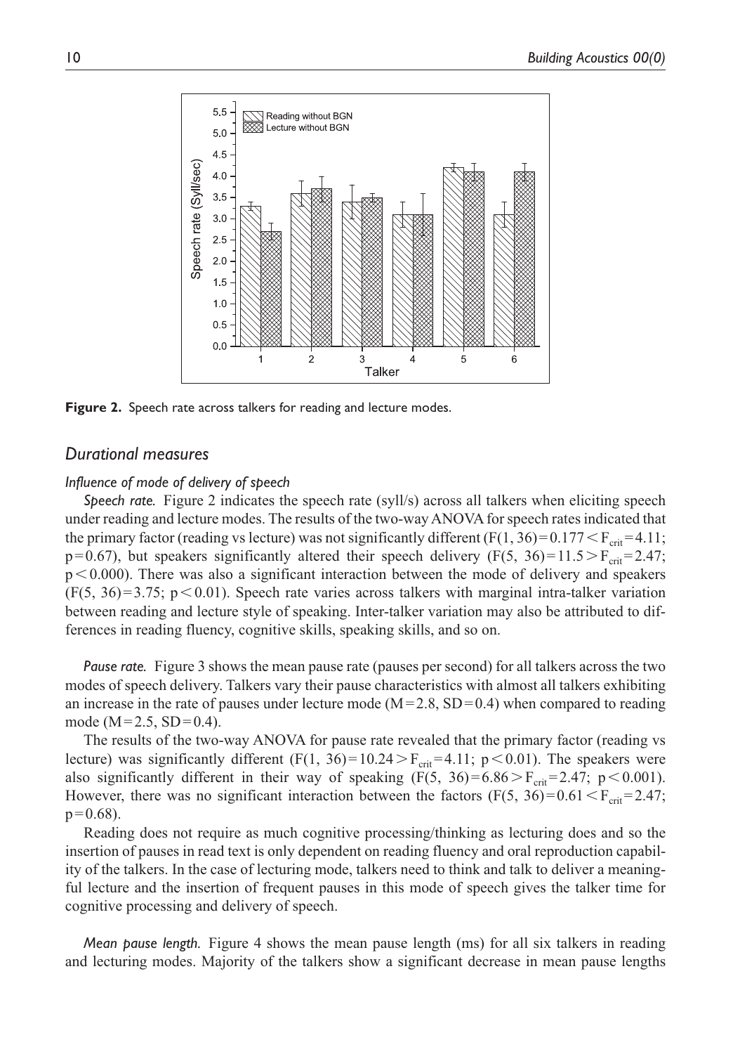Figure 2. Speech rate across talkers for reading and lecture modes.

## Durational measures

### Influence of mode of delivery of speech

*Speech rate.* Figure 2 indicates the speech rate (syll/s) across all talkers when eliciting speech under reading and lecture modes. The results of the two-way ANOVA for speech rates indicated that the primary factor (reading vs lecture) was not significantly different ($F(1, 36) = 0.177 < F_{crit} = 4.11$; $p = 0.67$), but speakers significantly altered their speech delivery ($F(5, 36) = 11.5 > F_{crit} = 2.47$; $p < 0.000$). There was also a significant interaction between the mode of delivery and speakers ($F(5, 36) = 3.75$; $p < 0.01$). Speech rate varies across talkers with marginal intra-talker variation between reading and lecture style of speaking. Inter-talker variation may also be attributed to differences in reading fluency, cognitive skills, speaking skills, and so on.

*Pause rate.* Figure 3 shows the mean pause rate (pauses per second) for all talkers across the two modes of speech delivery. Talkers vary their pause characteristics with almost all talkers exhibiting an increase in the rate of pauses under lecture mode ($M = 2.8$, $SD = 0.4$) when compared to reading mode ($M = 2.5$, $SD = 0.4$).

The results of the two-way ANOVA for pause rate revealed that the primary factor (reading vs lecture) was significantly different ($F(1, 36) = 10.24 > F_{crit} = 4.11$; $p < 0.01$). The speakers were also significantly different in their way of speaking ($F(5, 36) = 6.86 > F_{crit} = 2.47$; $p < 0.001$). However, there was no significant interaction between the factors ($F(5, 36) = 0.61 < F_{crit} = 2.47$; $p = 0.68$).

Reading does not require as much cognitive processing/thinking as lecturing does and so the insertion of pauses in read text is only dependent on reading fluency and oral reproduction capability of the talkers. In the case of lecturing mode, talkers need to think and talk to deliver a meaningful lecture and the insertion of frequent pauses in this mode of speech gives the talker time for cognitive processing and delivery of speech.

*Mean pause length.* Figure 4 shows the mean pause length (ms) for all six talkers in reading and lecturing modes. Majority of the talkers show a significant decrease in mean pause lengths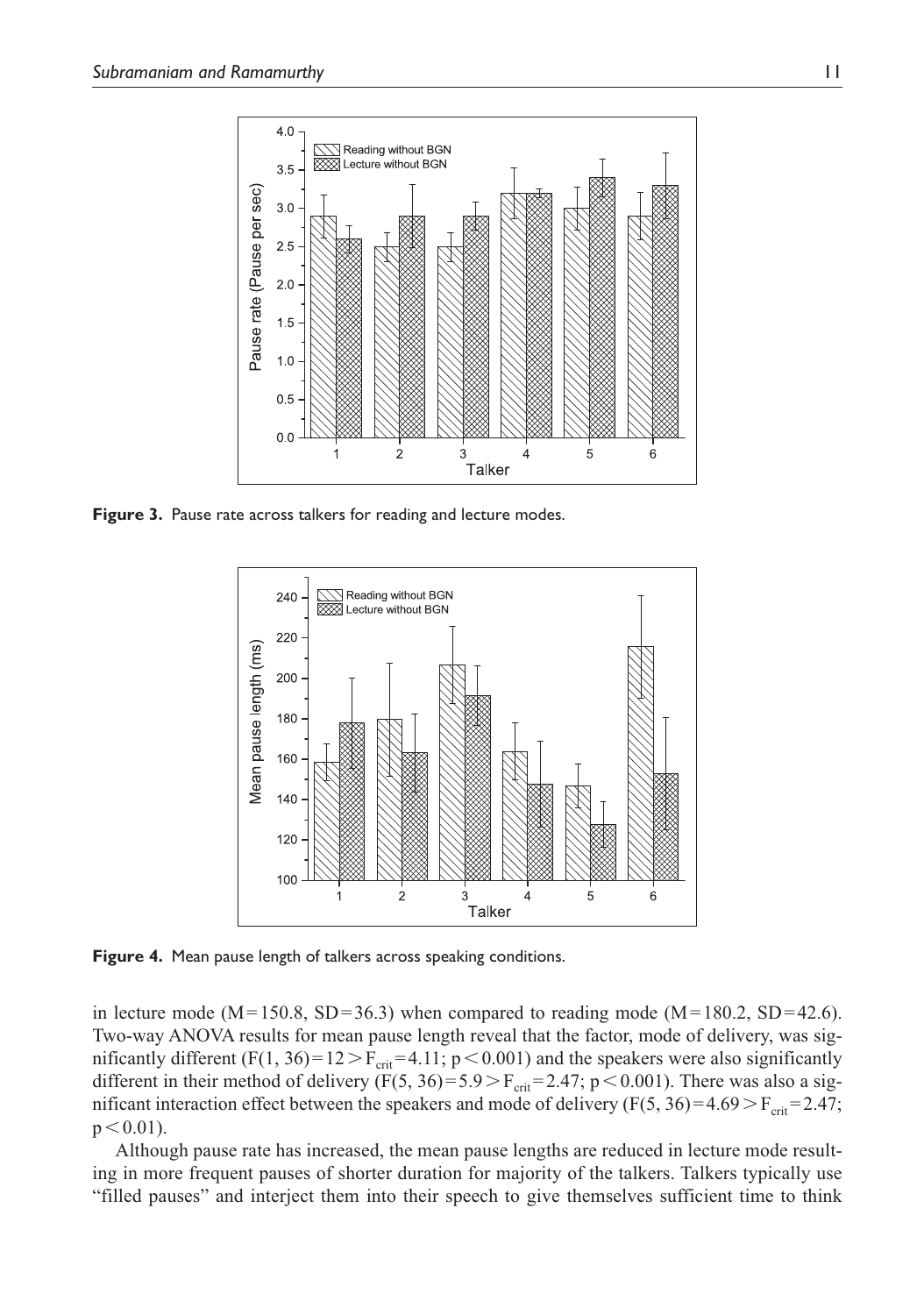Figure 3. Pause rate across talkers for reading and lecture modes.

Figure 4. Mean pause length of talkers across speaking conditions.

in lecture mode (M = 150.8, SD = 36.3) when compared to reading mode (M = 180.2, SD = 42.6). Two-way ANOVA results for mean pause length reveal that the factor, mode of delivery, was significantly different ($F(1, 36) = 12 > F_{crit} = 4.11$; $p < 0.001$) and the speakers were also significantly different in their method of delivery ($F(5, 36) = 5.9 > F_{crit} = 2.47$; $p < 0.001$). There was also a significant interaction effect between the speakers and mode of delivery ($F(5, 36) = 4.69 > F_{crit} = 2.47$; $p < 0.01$).

Although pause rate has increased, the mean pause lengths are reduced in lecture mode resulting in more frequent pauses of shorter duration for majority of the talkers. Talkers typically use "filled pauses" and interject them into their speech to give themselves sufficient time to think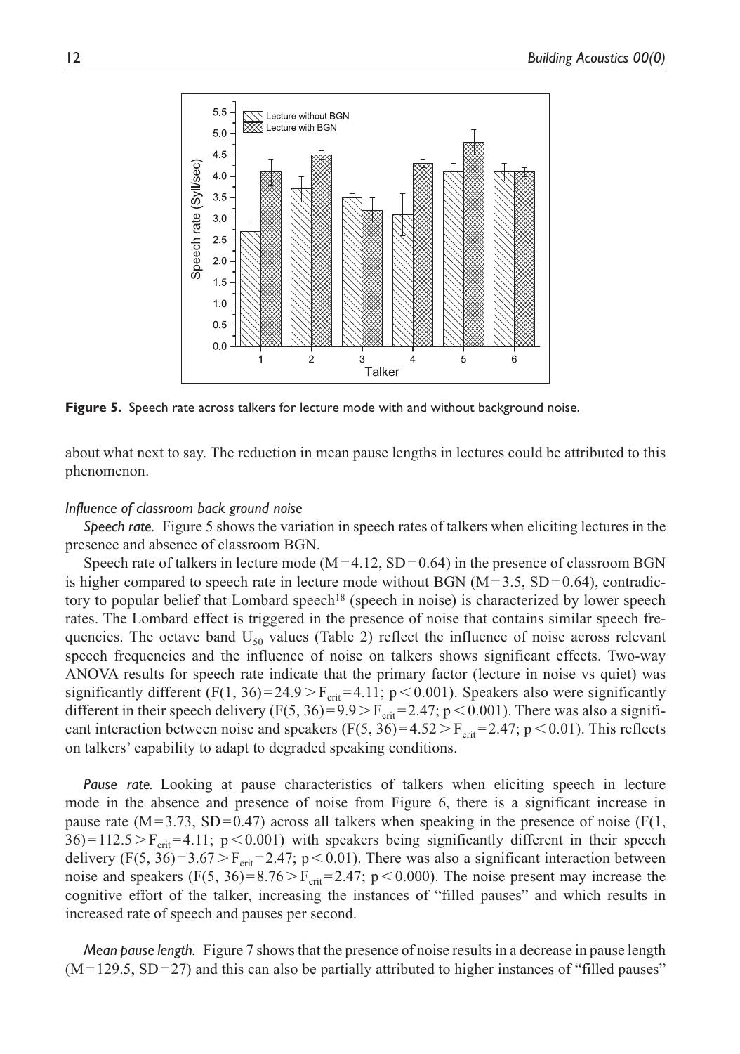Figure 5. Speech rate across talkers for lecture mode with and without background noise.

about what next to say. The reduction in mean pause lengths in lectures could be attributed to this phenomenon.

*Influence of classroom back ground noise*

*Speech rate.* Figure 5 shows the variation in speech rates of talkers when eliciting lectures in the presence and absence of classroom BGN.

Speech rate of talkers in lecture mode (M = 4.12, SD = 0.64) in the presence of classroom BGN is higher compared to speech rate in lecture mode without BGN (M = 3.5, SD = 0.64), contradictory to popular belief that Lombard speech[18] (speech in noise) is characterized by lower speech rates. The Lombard effect is triggered in the presence of noise that contains similar speech frequencies. The octave band $U_{50}$ values (Table 2) reflect the influence of noise across relevant speech frequencies and the influence of noise on talkers shows significant effects. Two-way ANOVA results for speech rate indicate that the primary factor (lecture in noise vs quiet) was significantly different ($F(1, 36) = 24.9 > F_{crit} = 4.11$; $p < 0.001$). Speakers also were significantly different in their speech delivery ($F(5, 36) = 9.9 > F_{crit} = 2.47$; $p < 0.001$). There was also a significant interaction between noise and speakers ($F(5, 36) = 4.52 > F_{crit} = 2.47$; $p < 0.01$). This reflects on talkers' capability to adapt to degraded speaking conditions.

*Pause rate.* Looking at pause characteristics of talkers when eliciting speech in lecture mode in the absence and presence of noise from Figure 6, there is a significant increase in pause rate (M = 3.73, SD = 0.47) across all talkers when speaking in the presence of noise ($F(1, 36) = 112.5 > F_{crit} = 4.11$; $p < 0.001$) with speakers being significantly different in their speech delivery ($F(5, 36) = 3.67 > F_{crit} = 2.47$; $p < 0.01$). There was also a significant interaction between noise and speakers ($F(5, 36) = 8.76 > F_{crit} = 2.47$; $p < 0.000$). The noise present may increase the cognitive effort of the talker, increasing the instances of "filled pauses" and which results in increased rate of speech and pauses per second.

*Mean pause length.* Figure 7 shows that the presence of noise results in a decrease in pause length (M = 129.5, SD = 27) and this can also be partially attributed to higher instances of "filled pauses"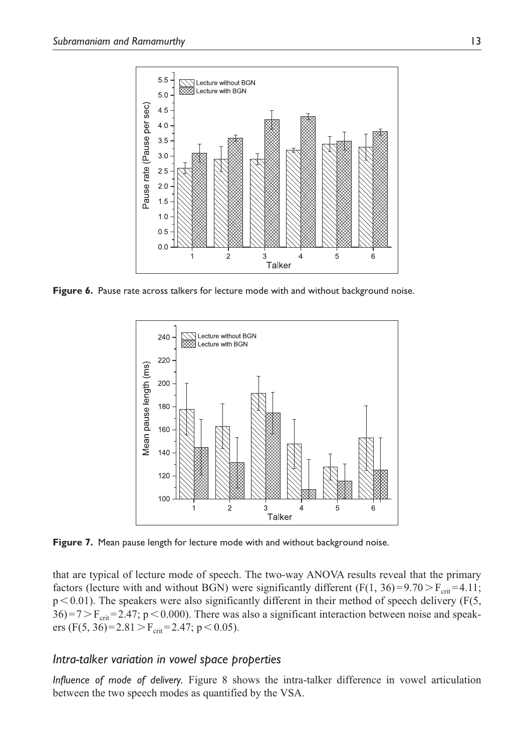Figure 6. Pause rate across talkers for lecture mode with and without background noise.

Figure 7. Mean pause length for lecture mode with and without background noise.

that are typical of lecture mode of speech. The two-way ANOVA results reveal that the primary factors (lecture with and without BGN) were significantly different ($F(1, 36) = 9.70 > F_{crit} = 4.11$; $p < 0.01$). The speakers were also significantly different in their method of speech delivery ($F(5, 36) = 7 > F_{crit} = 2.47$; $p < 0.000$). There was also a significant interaction between noise and speakers ($F(5, 36) = 2.81 > F_{crit} = 2.47$; $p < 0.05$).

## *Intra-talker variation in vowel space properties*

***Influence of mode of delivery.*** Figure 8 shows the intra-talker difference in vowel articulation between the two speech modes as quantified by the VSA.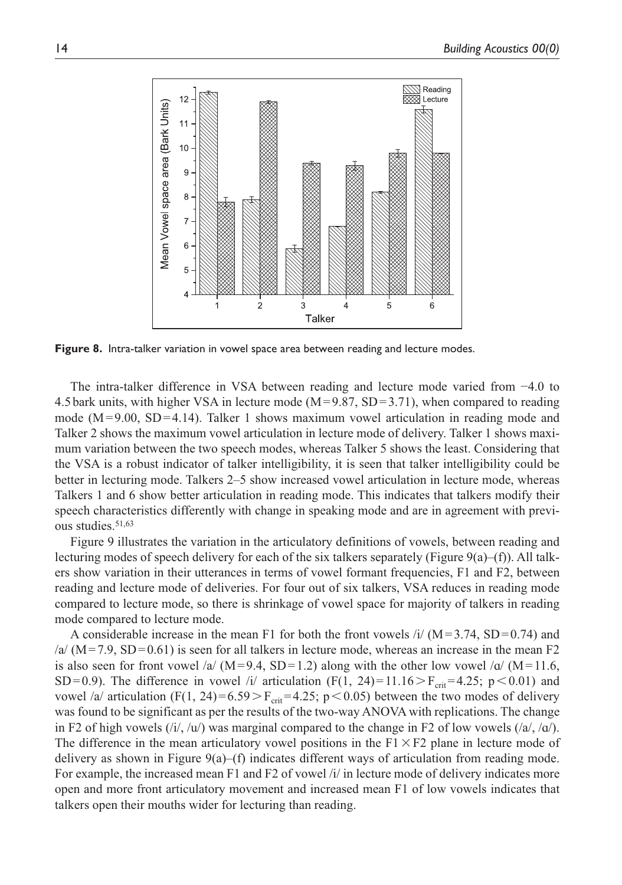**Figure 8.** Intra-talker variation in vowel space area between reading and lecture modes.

The intra-talker difference in VSA between reading and lecture mode varied from −4.0 to 4.5 bark units, with higher VSA in lecture mode (M = 9.87, SD = 3.71), when compared to reading mode (M = 9.00, SD = 4.14). Talker 1 shows maximum vowel articulation in reading mode and Talker 2 shows the maximum vowel articulation in lecture mode of delivery. Talker 1 shows maximum variation between the two speech modes, whereas Talker 5 shows the least. Considering that the VSA is a robust indicator of talker intelligibility, it is seen that talker intelligibility could be better in lecturing mode. Talkers 2–5 show increased vowel articulation in lecture mode, whereas Talkers 1 and 6 show better articulation in reading mode. This indicates that talkers modify their speech characteristics differently with change in speaking mode and are in agreement with previous studies.[51,63]

Figure 9 illustrates the variation in the articulatory definitions of vowels, between reading and lecturing modes of speech delivery for each of the six talkers separately (Figure 9(a)–(f)). All talkers show variation in their utterances in terms of vowel formant frequencies, F1 and F2, between reading and lecture mode of deliveries. For four out of six talkers, VSA reduces in reading mode compared to lecture mode, so there is shrinkage of vowel space for majority of talkers in reading mode compared to lecture mode.

A considerable increase in the mean F1 for both the front vowels /i/ (M = 3.74, SD = 0.74) and /a/ (M = 7.9, SD = 0.61) is seen for all talkers in lecture mode, whereas an increase in the mean F2 is also seen for front vowel /a/ (M = 9.4, SD = 1.2) along with the other low vowel /ɑ/ (M = 11.6, SD = 0.9). The difference in vowel /i/ articulation ($F(1, 24) = 11.16 > F_{crit} = 4.25$; $p < 0.01$) and vowel /a/ articulation ($F(1, 24) = 6.59 > F_{crit} = 4.25$; $p < 0.05$) between the two modes of delivery was found to be significant as per the results of the two-way ANOVA with replications. The change in F2 of high vowels (/i/, /u/) was marginal compared to the change in F2 of low vowels (/a/, /ɑ/). The difference in the mean articulatory vowel positions in the F1 × F2 plane in lecture mode of delivery as shown in Figure 9(a)–(f) indicates different ways of articulation from reading mode. For example, the increased mean F1 and F2 of vowel /i/ in lecture mode of delivery indicates more open and more front articulatory movement and increased mean F1 of low vowels indicates that talkers open their mouths wider for lecturing than reading.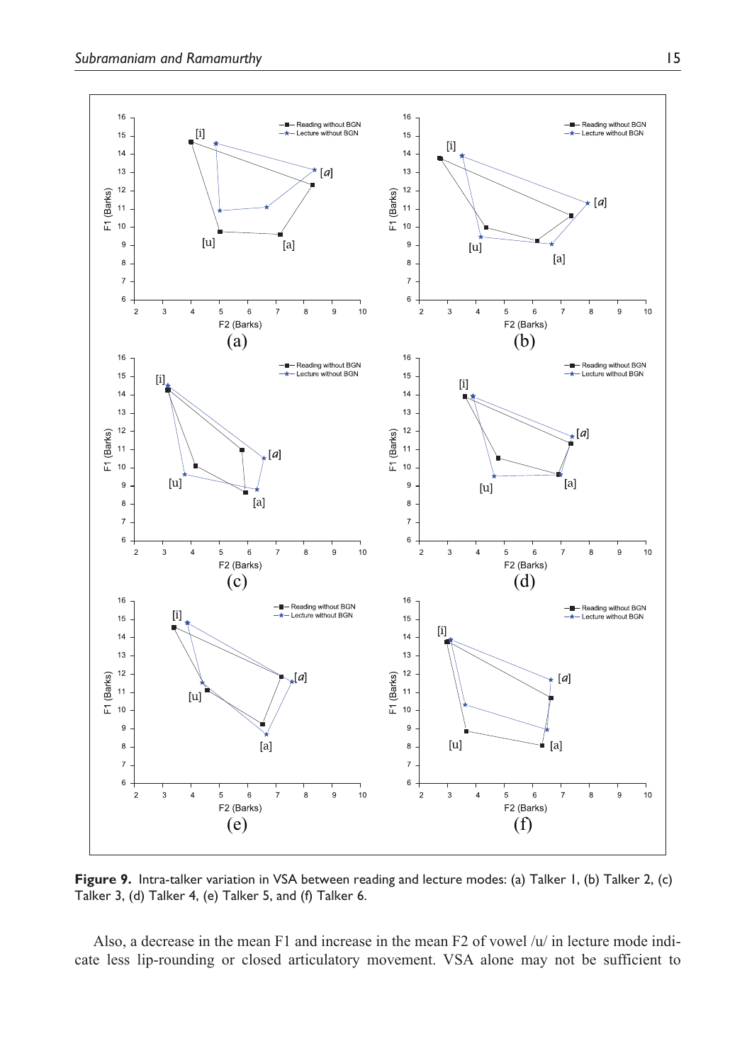**Figure 9.** Intra-talker variation in VSA between reading and lecture modes: (a) Talker 1, (b) Talker 2, (c) Talker 3, (d) Talker 4, (e) Talker 5, and (f) Talker 6.

Also, a decrease in the mean F1 and increase in the mean F2 of vowel /u/ in lecture mode indicate less lip-rounding or closed articulatory movement. VSA alone may not be sufficient to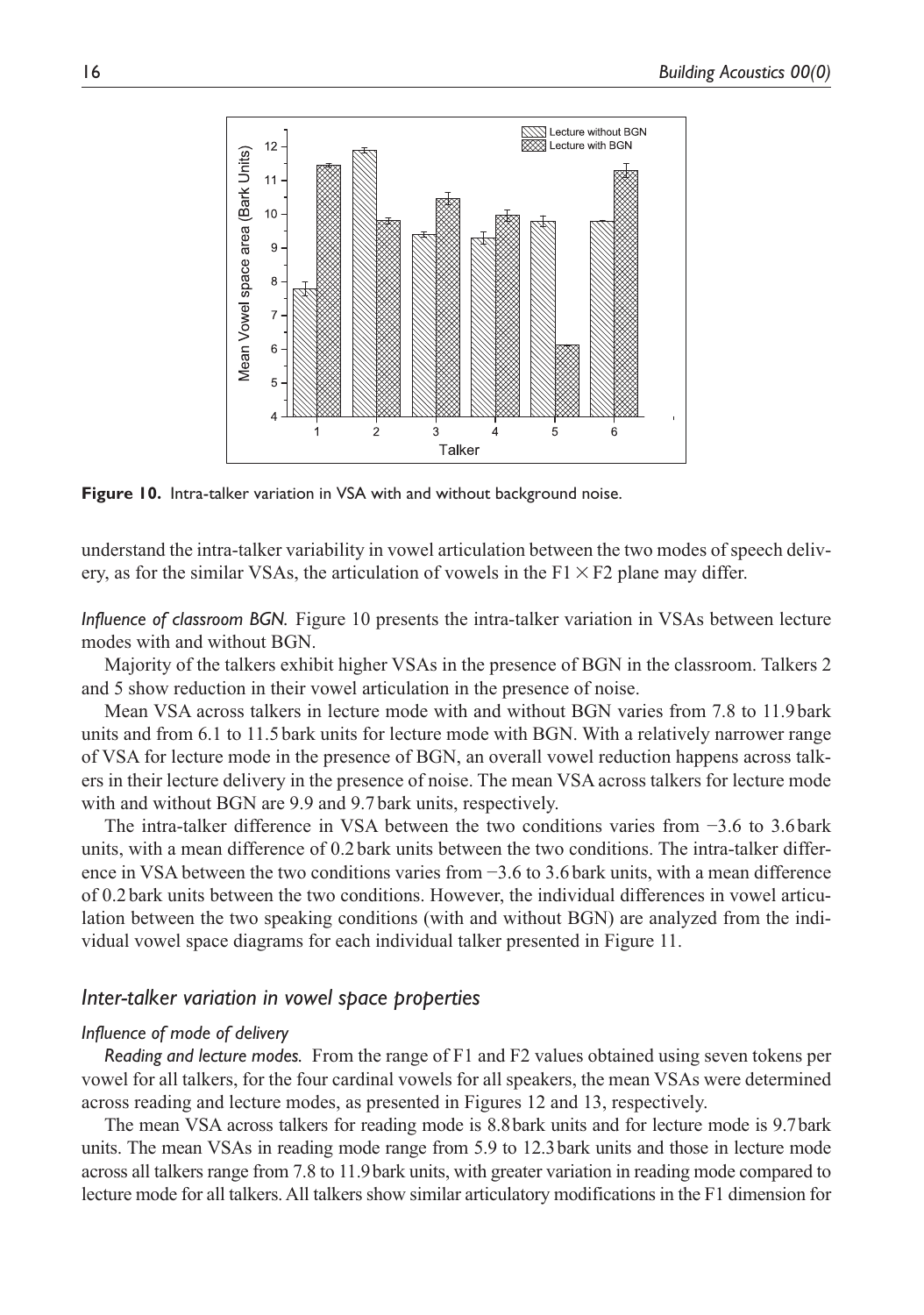**Figure 10.** Intra-talker variation in VSA with and without background noise.

understand the intra-talker variability in vowel articulation between the two modes of speech delivery, as for the similar VSAs, the articulation of vowels in the $F1 \times F2$ plane may differ.

*Influence of classroom BGN.* Figure 10 presents the intra-talker variation in VSAs between lecture modes with and without BGN.

Majority of the talkers exhibit higher VSAs in the presence of BGN in the classroom. Talkers 2 and 5 show reduction in their vowel articulation in the presence of noise.

Mean VSA across talkers in lecture mode with and without BGN varies from 7.8 to 11.9 bark units and from 6.1 to 11.5 bark units for lecture mode with BGN. With a relatively narrower range of VSA for lecture mode in the presence of BGN, an overall vowel reduction happens across talkers in their lecture delivery in the presence of noise. The mean VSA across talkers for lecture mode with and without BGN are 9.9 and 9.7 bark units, respectively.

The intra-talker difference in VSA between the two conditions varies from −3.6 to 3.6 bark units, with a mean difference of 0.2 bark units between the two conditions. The intra-talker difference in VSA between the two conditions varies from −3.6 to 3.6 bark units, with a mean difference of 0.2 bark units between the two conditions. However, the individual differences in vowel articulation between the two speaking conditions (with and without BGN) are analyzed from the individual vowel space diagrams for each individual talker presented in Figure 11.

## *Inter-talker variation in vowel space properties*

### *Influence of mode of delivery*

*Reading and lecture modes.* From the range of F1 and F2 values obtained using seven tokens per vowel for all talkers, for the four cardinal vowels for all speakers, the mean VSAs were determined across reading and lecture modes, as presented in Figures 12 and 13, respectively.

The mean VSA across talkers for reading mode is 8.8 bark units and for lecture mode is 9.7 bark units. The mean VSAs in reading mode range from 5.9 to 12.3 bark units and those in lecture mode across all talkers range from 7.8 to 11.9 bark units, with greater variation in reading mode compared to lecture mode for all talkers. All talkers show similar articulatory modifications in the F1 dimension for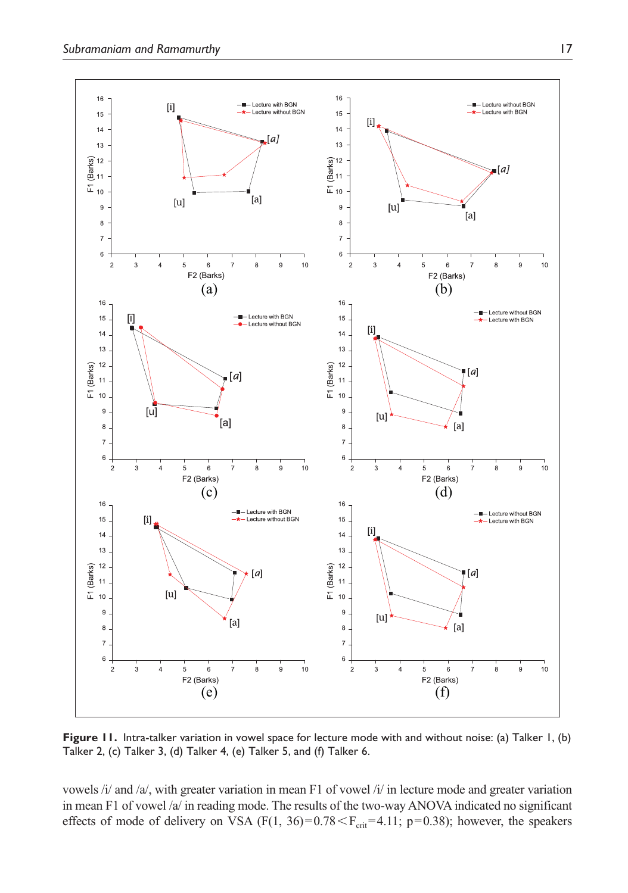**Figure 11.** Intra-talker variation in vowel space for lecture mode with and without noise: (a) Talker 1, (b) Talker 2, (c) Talker 3, (d) Talker 4, (e) Talker 5, and (f) Talker 6.

vowels /i/ and /a/, with greater variation in mean F1 of vowel /i/ in lecture mode and greater variation in mean F1 of vowel /a/ in reading mode. The results of the two-way ANOVA indicated no significant effects of mode of delivery on VSA ($F(1, 36)=0.78 < F_{crit}=4.11$; $p=0.38$); however, the speakers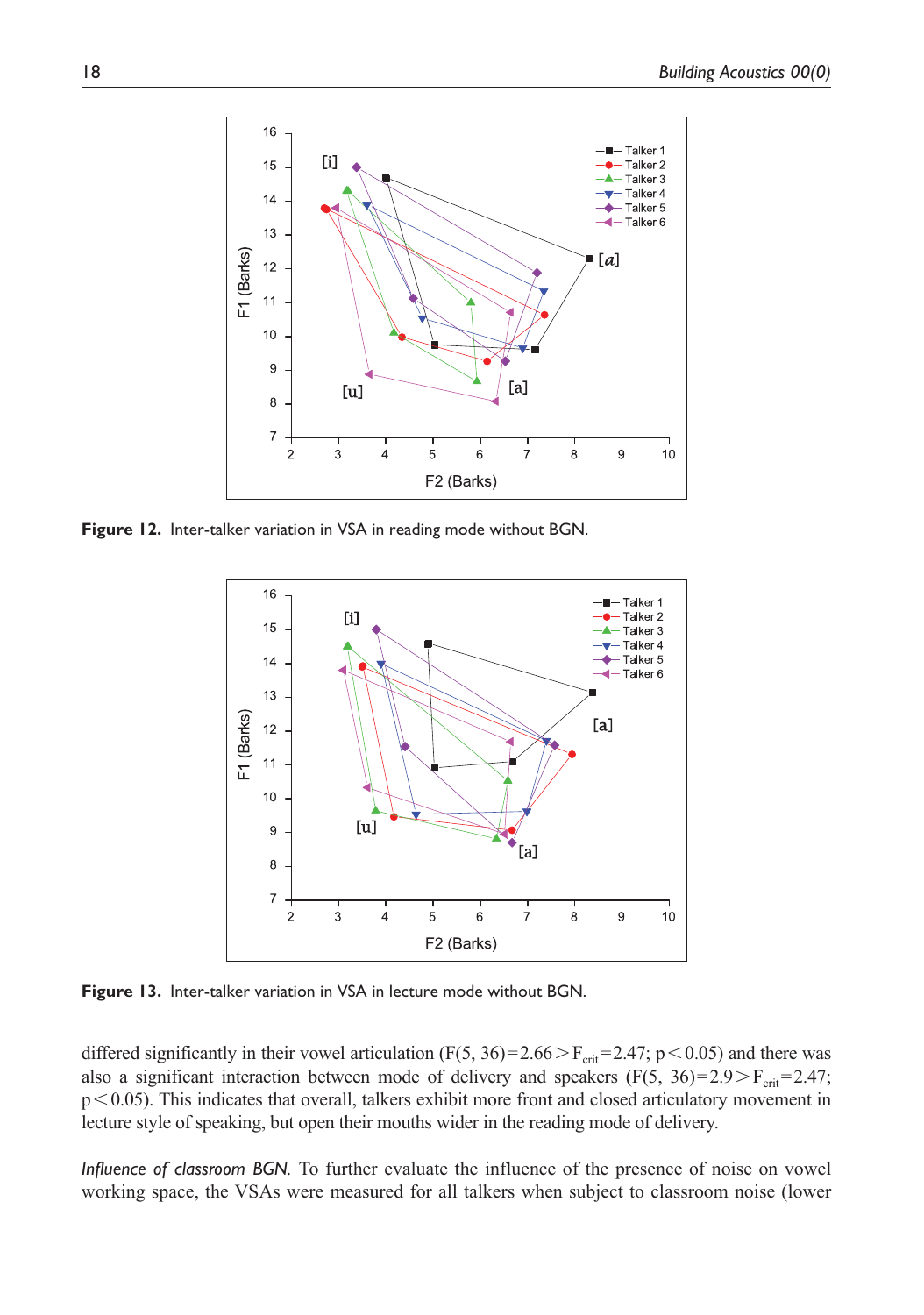**Figure 12.** Inter-talker variation in VSA in reading mode without BGN.

**Figure 13.** Inter-talker variation in VSA in lecture mode without BGN.

differed significantly in their vowel articulation ($F(5, 36) = 2.66 > F_{crit} = 2.47$; $p < 0.05$) and there was also a significant interaction between mode of delivery and speakers ($F(5, 36) = 2.9 > F_{crit} = 2.47$; $p < 0.05$). This indicates that overall, talkers exhibit more front and closed articulatory movement in lecture style of speaking, but open their mouths wider in the reading mode of delivery.

*Influence of classroom BGN.* To further evaluate the influence of the presence of noise on vowel working space, the VSAs were measured for all talkers when subject to classroom noise (lower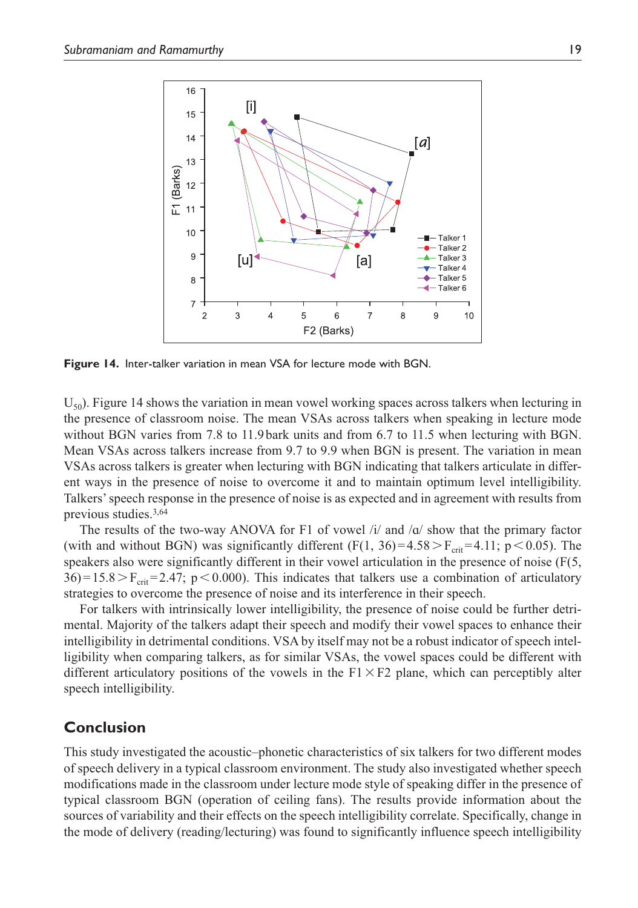Figure 14. Inter-talker variation in mean VSA for lecture mode with BGN.

$U_{50}$). Figure 14 shows the variation in mean vowel working spaces across talkers when lecturing in the presence of classroom noise. The mean VSAs across talkers when speaking in lecture mode without BGN varies from 7.8 to 11.9 bark units and from 6.7 to 11.5 when lecturing with BGN. Mean VSAs across talkers increase from 9.7 to 9.9 when BGN is present. The variation in mean VSAs across talkers is greater when lecturing with BGN indicating that talkers articulate in different ways in the presence of noise to overcome it and to maintain optimum level intelligibility. Talkers' speech response in the presence of noise is as expected and in agreement with results from previous studies.[3,64]

The results of the two-way ANOVA for F1 of vowel /i/ and /ɑ/ show that the primary factor (with and without BGN) was significantly different ($F(1, 36) = 4.58 > F_{crit} = 4.11$; $p < 0.05$). The speakers also were significantly different in their vowel articulation in the presence of noise ($F(5, 36) = 15.8 > F_{crit} = 2.47$; $p < 0.000$). This indicates that talkers use a combination of articulatory strategies to overcome the presence of noise and its interference in their speech.

For talkers with intrinsically lower intelligibility, the presence of noise could be further detrimental. Majority of the talkers adapt their speech and modify their vowel spaces to enhance their intelligibility in detrimental conditions. VSA by itself may not be a robust indicator of speech intelligibility when comparing talkers, as for similar VSAs, the vowel spaces could be different with different articulatory positions of the vowels in the F1 × F2 plane, which can perceptibly alter speech intelligibility.

## Conclusion

This study investigated the acoustic–phonetic characteristics of six talkers for two different modes of speech delivery in a typical classroom environment. The study also investigated whether speech modifications made in the classroom under lecture mode style of speaking differ in the presence of typical classroom BGN (operation of ceiling fans). The results provide information about the sources of variability and their effects on the speech intelligibility correlate. Specifically, change in the mode of delivery (reading/lecturing) was found to significantly influence speech intelligibility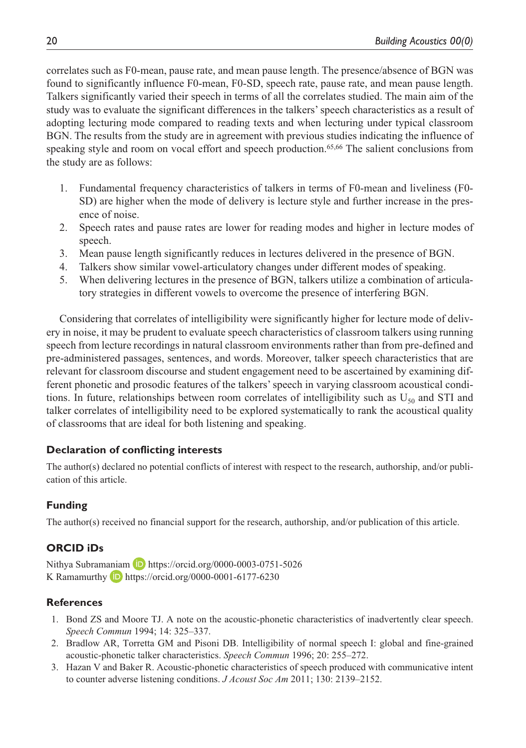correlates such as F0-mean, pause rate, and mean pause length. The presence/absence of BGN was found to significantly influence F0-mean, F0-SD, speech rate, pause rate, and mean pause length. Talkers significantly varied their speech in terms of all the correlates studied. The main aim of the study was to evaluate the significant differences in the talkers' speech characteristics as a result of adopting lecturing mode compared to reading texts and when lecturing under typical classroom BGN. The results from the study are in agreement with previous studies indicating the influence of speaking style and room on vocal effort and speech production.[65,66] The salient conclusions from the study are as follows:

1. Fundamental frequency characteristics of talkers in terms of F0-mean and liveliness (F0-SD) are higher when the mode of delivery is lecture style and further increase in the presence of noise.
2. Speech rates and pause rates are lower for reading modes and higher in lecture modes of speech.
3. Mean pause length significantly reduces in lectures delivered in the presence of BGN.
4. Talkers show similar vowel-articulatory changes under different modes of speaking.
5. When delivering lectures in the presence of BGN, talkers utilize a combination of articulatory strategies in different vowels to overcome the presence of interfering BGN.

Considering that correlates of intelligibility were significantly higher for lecture mode of delivery in noise, it may be prudent to evaluate speech characteristics of classroom talkers using running speech from lecture recordings in natural classroom environments rather than from pre-defined and pre-administered passages, sentences, and words. Moreover, talker speech characteristics that are relevant for classroom discourse and student engagement need to be ascertained by examining different phonetic and prosodic features of the talkers' speech in varying classroom acoustical conditions. In future, relationships between room correlates of intelligibility such as $U_{50}$ and STI and talker correlates of intelligibility need to be explored systematically to rank the acoustical quality of classrooms that are ideal for both listening and speaking.

## Declaration of conflicting interests

The author(s) declared no potential conflicts of interest with respect to the research, authorship, and/or publication of this article.

## Funding

The author(s) received no financial support for the research, authorship, and/or publication of this article.

## ORCID iDs

Nithya Subramaniam https://orcid.org/0000-0003-0751-5026
K Ramamurthy https://orcid.org/0000-0001-6177-6230

## References

1. Bond ZS and Moore TJ. A note on the acoustic-phonetic characteristics of inadvertently clear speech. *Speech Commun* 1994; 14: 325–337.
2. Bradlow AR, Torretta GM and Pisoni DB. Intelligibility of normal speech I: global and fine-grained acoustic-phonetic talker characteristics. *Speech Commun* 1996; 20: 255–272.
3. Hazan V and Baker R. Acoustic-phonetic characteristics of speech produced with communicative intent to counter adverse listening conditions. *J Acoust Soc Am* 2011; 130: 2139–2152.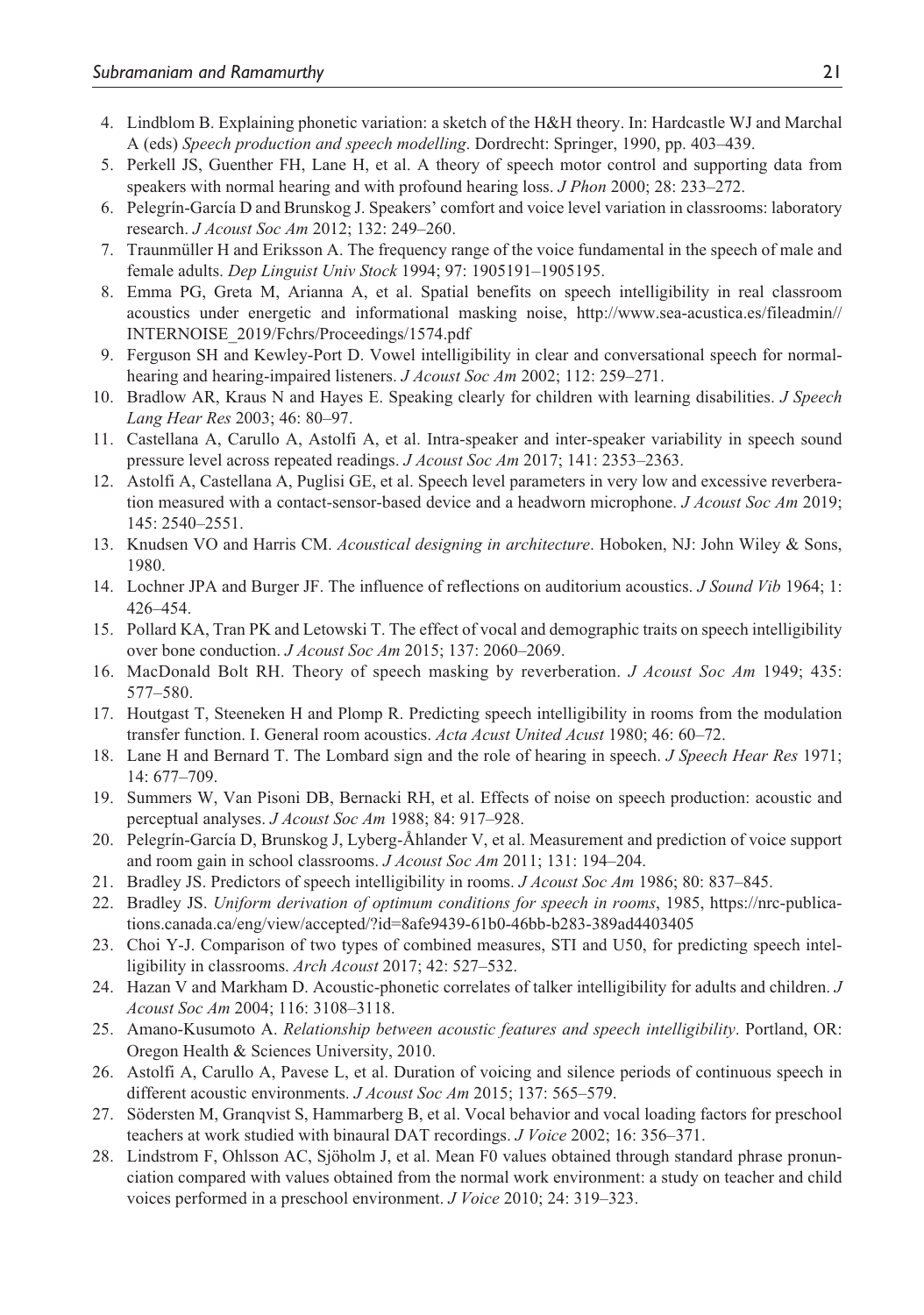4. Lindblom B. Explaining phonetic variation: a sketch of the H&H theory. In: Hardcastle WJ and Marchal A (eds) *Speech production and speech modelling*. Dordrecht: Springer, 1990, pp. 403–439.
5. Perkell JS, Guenther FH, Lane H, et al. A theory of speech motor control and supporting data from speakers with normal hearing and with profound hearing loss. *J Phon* 2000; 28: 233–272.
6. Pelegrín-García D and Brunskog J. Speakers' comfort and voice level variation in classrooms: laboratory research. *J Acoust Soc Am* 2012; 132: 249–260.
7. Traunmüller H and Eriksson A. The frequency range of the voice fundamental in the speech of male and female adults. *Dep Linguist Univ Stock* 1994; 97: 1905191–1905195.
8. Emma PG, Greta M, Arianna A, et al. Spatial benefits on speech intelligibility in real classroom acoustics under energetic and informational masking noise, http://www.sea-acustica.es/fileadmin//INTERNOISE_2019/Fchrs/Proceedings/1574.pdf
9. Ferguson SH and Kewley-Port D. Vowel intelligibility in clear and conversational speech for normal-hearing and hearing-impaired listeners. *J Acoust Soc Am* 2002; 112: 259–271.
10. Bradlow AR, Kraus N and Hayes E. Speaking clearly for children with learning disabilities. *J Speech Lang Hear Res* 2003; 46: 80–97.
11. Castellana A, Carullo A, Astolfi A, et al. Intra-speaker and inter-speaker variability in speech sound pressure level across repeated readings. *J Acoust Soc Am* 2017; 141: 2353–2363.
12. Astolfi A, Castellana A, Puglisi GE, et al. Speech level parameters in very low and excessive reverberation measured with a contact-sensor-based device and a headworn microphone. *J Acoust Soc Am* 2019; 145: 2540–2551.
13. Knudsen VO and Harris CM. *Acoustical designing in architecture*. Hoboken, NJ: John Wiley & Sons, 1980.
14. Lochner JPA and Burger JF. The influence of reflections on auditorium acoustics. *J Sound Vib* 1964; 1: 426–454.
15. Pollard KA, Tran PK and Letowski T. The effect of vocal and demographic traits on speech intelligibility over bone conduction. *J Acoust Soc Am* 2015; 137: 2060–2069.
16. MacDonald Bolt RH. Theory of speech masking by reverberation. *J Acoust Soc Am* 1949; 435: 577–580.
17. Houtgast T, Steeneken H and Plomp R. Predicting speech intelligibility in rooms from the modulation transfer function. I. General room acoustics. *Acta Acust United Acust* 1980; 46: 60–72.
18. Lane H and Bernard T. The Lombard sign and the role of hearing in speech. *J Speech Hear Res* 1971; 14: 677–709.
19. Summers W, Van Pisoni DB, Bernacki RH, et al. Effects of noise on speech production: acoustic and perceptual analyses. *J Acoust Soc Am* 1988; 84: 917–928.
20. Pelegrín-García D, Brunskog J, Lyberg-Åhlander V, et al. Measurement and prediction of voice support and room gain in school classrooms. *J Acoust Soc Am* 2011; 131: 194–204.
21. Bradley JS. Predictors of speech intelligibility in rooms. *J Acoust Soc Am* 1986; 80: 837–845.
22. Bradley JS. *Uniform derivation of optimum conditions for speech in rooms*, 1985, https://nrc-publications.canada.ca/eng/view/accepted/?id=8afe9439-61b0-46bb-b283-389ad4403405
23. Choi Y-J. Comparison of two types of combined measures, STI and U50, for predicting speech intelligibility in classrooms. *Arch Acoust* 2017; 42: 527–532.
24. Hazan V and Markham D. Acoustic-phonetic correlates of talker intelligibility for adults and children. *J Acoust Soc Am* 2004; 116: 3108–3118.
25. Amano-Kusumoto A. *Relationship between acoustic features and speech intelligibility*. Portland, OR: Oregon Health & Sciences University, 2010.
26. Astolfi A, Carullo A, Pavese L, et al. Duration of voicing and silence periods of continuous speech in different acoustic environments. *J Acoust Soc Am* 2015; 137: 565–579.
27. Södersten M, Granqvist S, Hammarberg B, et al. Vocal behavior and vocal loading factors for preschool teachers at work studied with binaural DAT recordings. *J Voice* 2002; 16: 356–371.
28. Lindstrom F, Ohlsson AC, Sjöholm J, et al. Mean F0 values obtained through standard phrase pronunciation compared with values obtained from the normal work environment: a study on teacher and child voices performed in a preschool environment. *J Voice* 2010; 24: 319–323.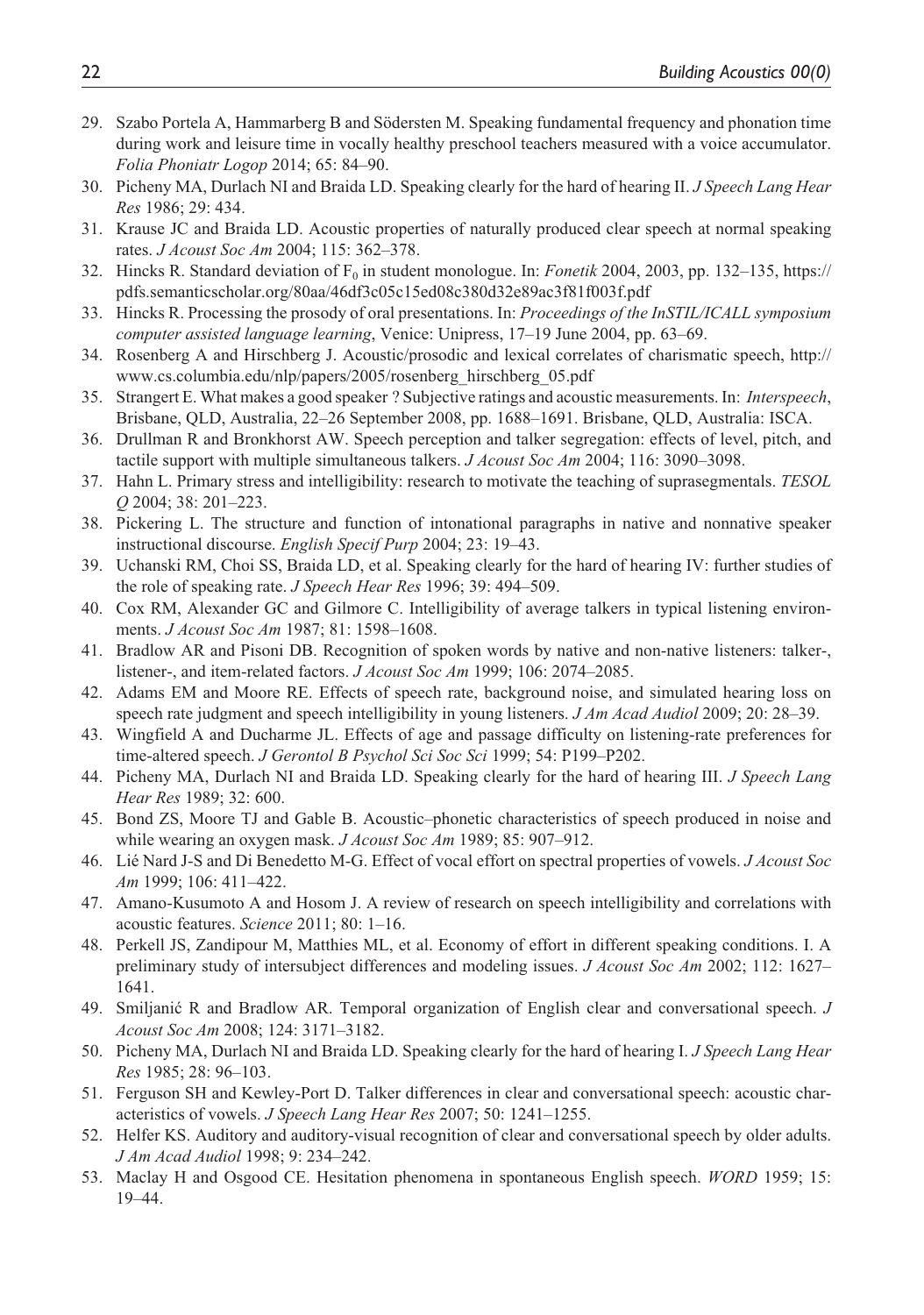29. Szabo Portela A, Hammarberg B and Södersten M. Speaking fundamental frequency and phonation time during work and leisure time in vocally healthy preschool teachers measured with a voice accumulator. *Folia Phoniatr Logop* 2014; 65: 84–90.
30. Picheny MA, Durlach NI and Braida LD. Speaking clearly for the hard of hearing II. *J Speech Lang Hear Res* 1986; 29: 434.
31. Krause JC and Braida LD. Acoustic properties of naturally produced clear speech at normal speaking rates. *J Acoust Soc Am* 2004; 115: 362–378.
32. Hincks R. Standard deviation of $F_0$ in student monologue. In: *Fonetik* 2004, 2003, pp. 132–135, https://pdfs.semanticscholar.org/80aa/46df3c05c15ed08c380d32e89ac3f81f003f.pdf
33. Hincks R. Processing the prosody of oral presentations. In: *Proceedings of the InSTIL/ICALL symposium computer assisted language learning*, Venice: Unipress, 17–19 June 2004, pp. 63–69.
34. Rosenberg A and Hirschberg J. Acoustic/prosodic and lexical correlates of charismatic speech, http://www.cs.columbia.edu/nlp/papers/2005/rosenberg_hirschberg_05.pdf
35. Strangert E. What makes a good speaker ? Subjective ratings and acoustic measurements. In: *Interspeech*, Brisbane, QLD, Australia, 22–26 September 2008, pp. 1688–1691. Brisbane, QLD, Australia: ISCA.
36. Drullman R and Bronkhorst AW. Speech perception and talker segregation: effects of level, pitch, and tactile support with multiple simultaneous talkers. *J Acoust Soc Am* 2004; 116: 3090–3098.
37. Hahn L. Primary stress and intelligibility: research to motivate the teaching of suprasegmentals. *TESOL Q* 2004; 38: 201–223.
38. Pickering L. The structure and function of intonational paragraphs in native and nonnative speaker instructional discourse. *English Specif Purp* 2004; 23: 19–43.
39. Uchanski RM, Choi SS, Braida LD, et al. Speaking clearly for the hard of hearing IV: further studies of the role of speaking rate. *J Speech Hear Res* 1996; 39: 494–509.
40. Cox RM, Alexander GC and Gilmore C. Intelligibility of average talkers in typical listening environments. *J Acoust Soc Am* 1987; 81: 1598–1608.
41. Bradlow AR and Pisoni DB. Recognition of spoken words by native and non-native listeners: talker-, listener-, and item-related factors. *J Acoust Soc Am* 1999; 106: 2074–2085.
42. Adams EM and Moore RE. Effects of speech rate, background noise, and simulated hearing loss on speech rate judgment and speech intelligibility in young listeners. *J Am Acad Audiol* 2009; 20: 28–39.
43. Wingfield A and Ducharme JL. Effects of age and passage difficulty on listening-rate preferences for time-altered speech. *J Gerontol B Psychol Sci Soc Sci* 1999; 54: P199–P202.
44. Picheny MA, Durlach NI and Braida LD. Speaking clearly for the hard of hearing III. *J Speech Lang Hear Res* 1989; 32: 600.
45. Bond ZS, Moore TJ and Gable B. Acoustic–phonetic characteristics of speech produced in noise and while wearing an oxygen mask. *J Acoust Soc Am* 1989; 85: 907–912.
46. Lié Nard J-S and Di Benedetto M-G. Effect of vocal effort on spectral properties of vowels. *J Acoust Soc Am* 1999; 106: 411–422.
47. Amano-Kusumoto A and Hosom J. A review of research on speech intelligibility and correlations with acoustic features. *Science* 2011; 80: 1–16.
48. Perkell JS, Zandipour M, Matthies ML, et al. Economy of effort in different speaking conditions. I. A preliminary study of intersubject differences and modeling issues. *J Acoust Soc Am* 2002; 112: 1627–1641.
49. Smiljanić R and Bradlow AR. Temporal organization of English clear and conversational speech. *J Acoust Soc Am* 2008; 124: 3171–3182.
50. Picheny MA, Durlach NI and Braida LD. Speaking clearly for the hard of hearing I. *J Speech Lang Hear Res* 1985; 28: 96–103.
51. Ferguson SH and Kewley-Port D. Talker differences in clear and conversational speech: acoustic characteristics of vowels. *J Speech Lang Hear Res* 2007; 50: 1241–1255.
52. Helfer KS. Auditory and auditory-visual recognition of clear and conversational speech by older adults. *J Am Acad Audiol* 1998; 9: 234–242.
53. Maclay H and Osgood CE. Hesitation phenomena in spontaneous English speech. *WORD* 1959; 15: 19–44.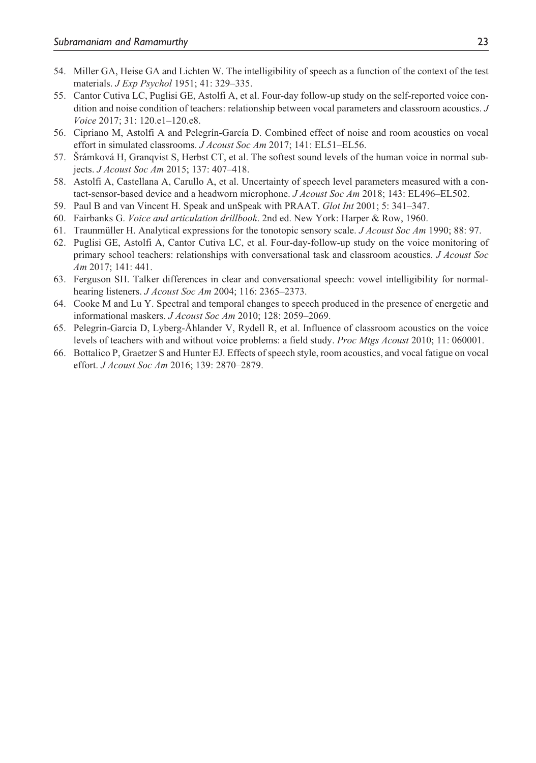54. Miller GA, Heise GA and Lichten W. The intelligibility of speech as a function of the context of the test materials. *J Exp Psychol* 1951; 41: 329–335.
55. Cantor Cutiva LC, Puglisi GE, Astolfi A, et al. Four-day follow-up study on the self-reported voice condition and noise condition of teachers: relationship between vocal parameters and classroom acoustics. *J Voice* 2017; 31: 120.e1–120.e8.
56. Cipriano M, Astolfi A and Pelegrín-García D. Combined effect of noise and room acoustics on vocal effort in simulated classrooms. *J Acoust Soc Am* 2017; 141: EL51–EL56.
57. Šrámková H, Granqvist S, Herbst CT, et al. The softest sound levels of the human voice in normal subjects. *J Acoust Soc Am* 2015; 137: 407–418.
58. Astolfi A, Castellana A, Carullo A, et al. Uncertainty of speech level parameters measured with a contact-sensor-based device and a headworn microphone. *J Acoust Soc Am* 2018; 143: EL496–EL502.
59. Paul B and van Vincent H. Speak and unSpeak with PRAAT. *Glot Int* 2001; 5: 341–347.
60. Fairbanks G. *Voice and articulation drillbook*. 2nd ed. New York: Harper & Row, 1960.
61. Traunmüller H. Analytical expressions for the tonotopic sensory scale. *J Acoust Soc Am* 1990; 88: 97.
62. Puglisi GE, Astolfi A, Cantor Cutiva LC, et al. Four-day-follow-up study on the voice monitoring of primary school teachers: relationships with conversational task and classroom acoustics. *J Acoust Soc Am* 2017; 141: 441.
63. Ferguson SH. Talker differences in clear and conversational speech: vowel intelligibility for normal-hearing listeners. *J Acoust Soc Am* 2004; 116: 2365–2373.
64. Cooke M and Lu Y. Spectral and temporal changes to speech produced in the presence of energetic and informational maskers. *J Acoust Soc Am* 2010; 128: 2059–2069.
65. Pelegrin-Garcia D, Lyberg-Åhlander V, Rydell R, et al. Influence of classroom acoustics on the voice levels of teachers with and without voice problems: a field study. *Proc Mtgs Acoust* 2010; 11: 060001.
66. Bottalico P, Graetzer S and Hunter EJ. Effects of speech style, room acoustics, and vocal fatigue on vocal effort. *J Acoust Soc Am* 2016; 139: 2870–2879.